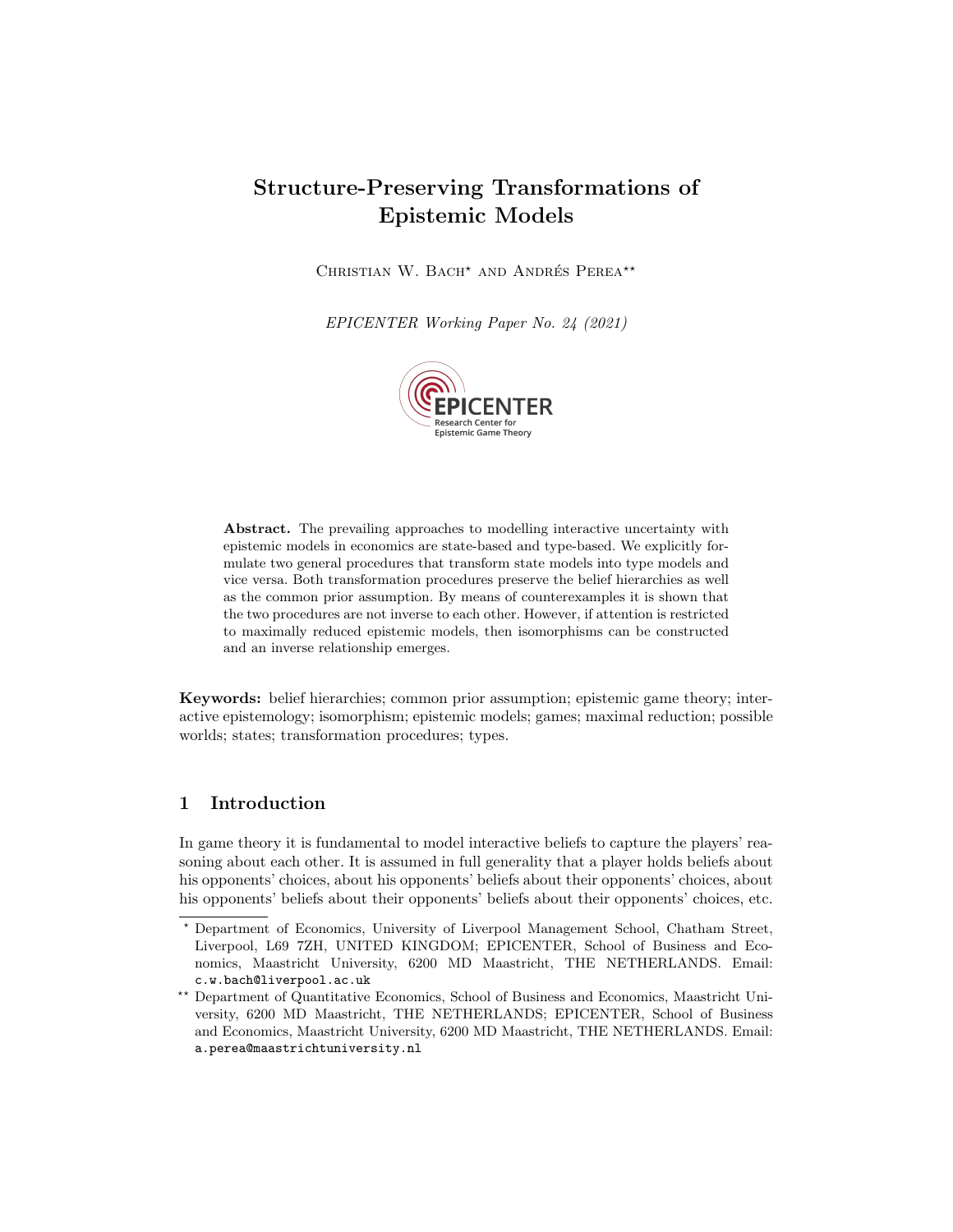# Structure-Preserving Transformations of Epistemic Models

Christian W. Bach* and Andrés Perea**

*EPICENTER Working Paper No. 24 (2021)*

**Abstract.** The prevailing approaches to modelling interactive uncertainty with epistemic models in economics are state-based and type-based. We explicitly formulate two general procedures that transform state models into type models and vice versa. Both transformation procedures preserve the belief hierarchies as well as the common prior assumption. By means of counterexamples it is shown that the two procedures are not inverse to each other. However, if attention is restricted to maximally reduced epistemic models, then isomorphisms can be constructed and an inverse relationship emerges.

**Keywords:** belief hierarchies; common prior assumption; epistemic game theory; interactive epistemology; isomorphism; epistemic models; games; maximal reduction; possible worlds; states; transformation procedures; types.

## 1 Introduction

In game theory it is fundamental to model interactive beliefs to capture the players' reasoning about each other. It is assumed in full generality that a player holds beliefs about his opponents' choices, about his opponents' beliefs about their opponents' choices, about his opponents' beliefs about their opponents' beliefs about their opponents' choices, etc.

---

* Department of Economics, University of Liverpool Management School, Chatham Street, Liverpool, L69 7ZH, UNITED KINGDOM; EPICENTER, School of Business and Economics, Maastricht University, 6200 MD Maastricht, THE NETHERLANDS. Email: `c.w.bach@liverpool.ac.uk`

** Department of Quantitative Economics, School of Business and Economics, Maastricht University, 6200 MD Maastricht, THE NETHERLANDS; EPICENTER, School of Business and Economics, Maastricht University, 6200 MD Maastricht, THE NETHERLANDS. Email: `a.perea@maastrichtuniversity.nl`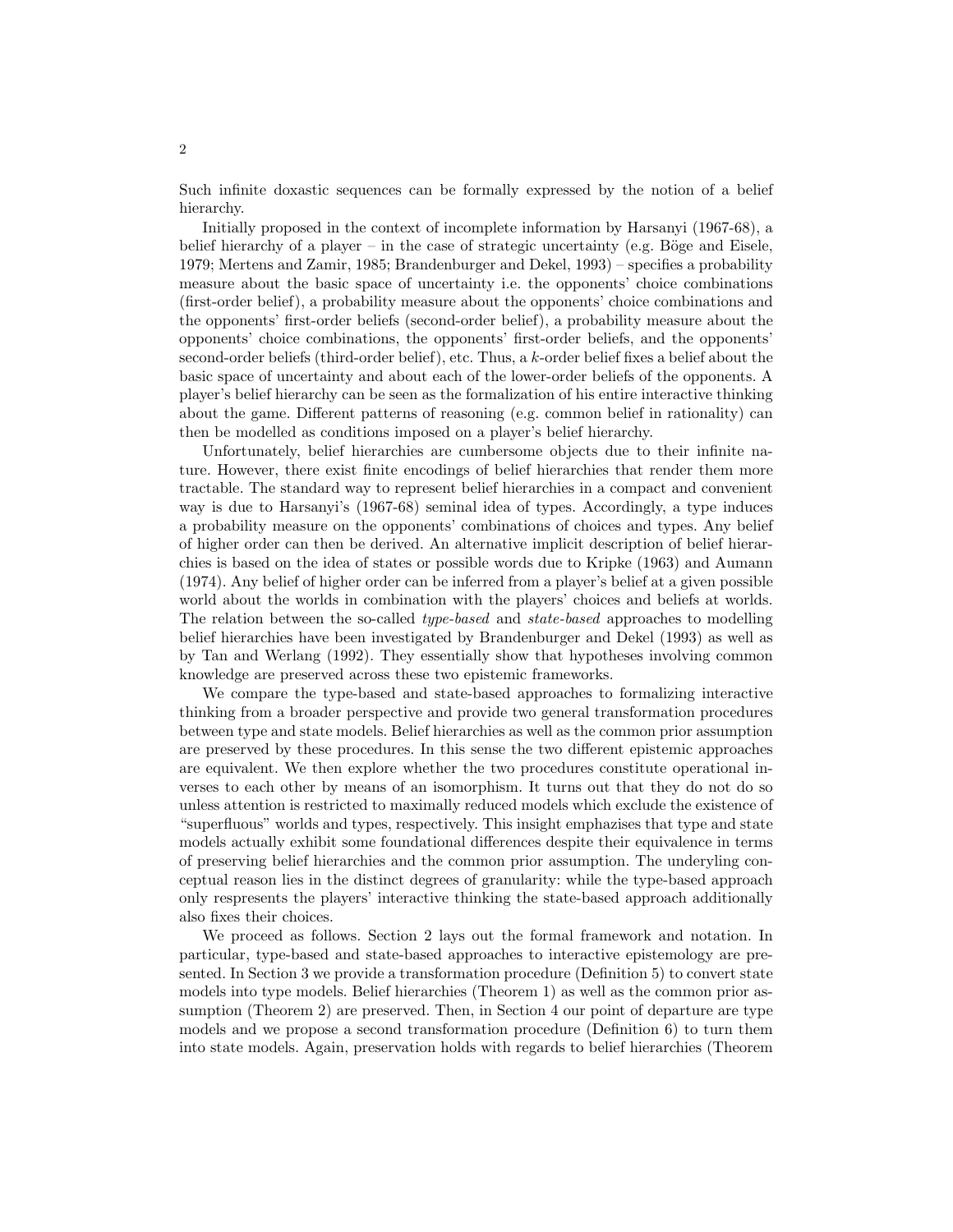Such infinite doxastic sequences can be formally expressed by the notion of a belief hierarchy.

Initially proposed in the context of incomplete information by Harsanyi (1967-68), a belief hierarchy of a player – in the case of strategic uncertainty (e.g. Böge and Eisele, 1979; Mertens and Zamir, 1985; Brandenburger and Dekel, 1993) – specifies a probability measure about the basic space of uncertainty i.e. the opponents' choice combinations (first-order belief), a probability measure about the opponents' choice combinations and the opponents' first-order beliefs (second-order belief), a probability measure about the opponents' choice combinations, the opponents' first-order beliefs, and the opponents' second-order beliefs (third-order belief), etc. Thus, a $k$-order belief fixes a belief about the basic space of uncertainty and about each of the lower-order beliefs of the opponents. A player's belief hierarchy can be seen as the formalization of his entire interactive thinking about the game. Different patterns of reasoning (e.g. common belief in rationality) can then be modelled as conditions imposed on a player's belief hierarchy.

Unfortunately, belief hierarchies are cumbersome objects due to their infinite nature. However, there exist finite encodings of belief hierarchies that render them more tractable. The standard way to represent belief hierarchies in a compact and convenient way is due to Harsanyi's (1967-68) seminal idea of types. Accordingly, a type induces a probability measure on the opponents' combinations of choices and types. Any belief of higher order can then be derived. An alternative implicit description of belief hierarchies is based on the idea of states or possible words due to Kripke (1963) and Aumann (1974). Any belief of higher order can be inferred from a player's belief at a given possible world about the worlds in combination with the players' choices and beliefs at worlds. The relation between the so-called *type-based* and *state-based* approaches to modelling belief hierarchies have been investigated by Brandenburger and Dekel (1993) as well as by Tan and Werlang (1992). They essentially show that hypotheses involving common knowledge are preserved across these two epistemic frameworks.

We compare the type-based and state-based approaches to formalizing interactive thinking from a broader perspective and provide two general transformation procedures between type and state models. Belief hierarchies as well as the common prior assumption are preserved by these procedures. In this sense the two different epistemic approaches are equivalent. We then explore whether the two procedures constitute operational inverses to each other by means of an isomorphism. It turns out that they do not do so unless attention is restricted to maximally reduced models which exclude the existence of "superfluous" worlds and types, respectively. This insight emphazises that type and state models actually exhibit some foundational differences despite their equivalence in terms of preserving belief hierarchies and the common prior assumption. The underyling conceptual reason lies in the distinct degrees of granularity: while the type-based approach only respresents the players' interactive thinking the state-based approach additionally also fixes their choices.

We proceed as follows. Section 2 lays out the formal framework and notation. In particular, type-based and state-based approaches to interactive epistemology are presented. In Section 3 we provide a transformation procedure (Definition 5) to convert state models into type models. Belief hierarchies (Theorem 1) as well as the common prior assumption (Theorem 2) are preserved. Then, in Section 4 our point of departure are type models and we propose a second transformation procedure (Definition 6) to turn them into state models. Again, preservation holds with regards to belief hierarchies (Theorem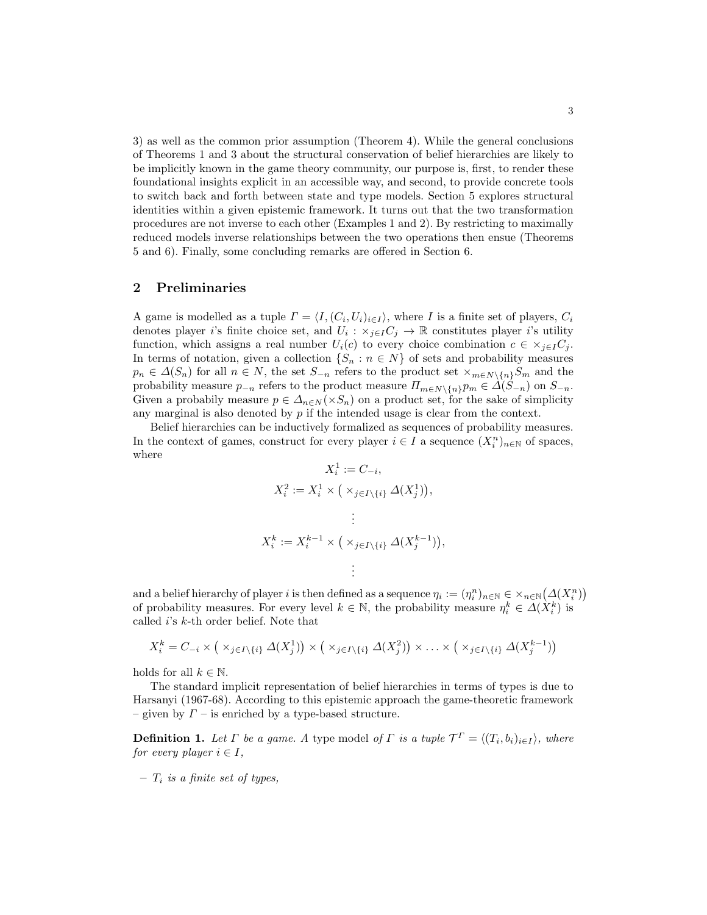3) as well as the common prior assumption (Theorem 4). While the general conclusions of Theorems 1 and 3 about the structural conservation of belief hierarchies are likely to be implicitly known in the game theory community, our purpose is, first, to render these foundational insights explicit in an accessible way, and second, to provide concrete tools to switch back and forth between state and type models. Section 5 explores structural identities within a given epistemic framework. It turns out that the two transformation procedures are not inverse to each other (Examples 1 and 2). By restricting to maximally reduced models inverse relationships between the two operations then ensue (Theorems 5 and 6). Finally, some concluding remarks are offered in Section 6.

## 2 Preliminaries

A game is modelled as a tuple $\Gamma = \langle I, (C_i, U_i)_{i \in I} \rangle$, where $I$ is a finite set of players, $C_i$ denotes player $i$'s finite choice set, and $U_i : \times_{j \in I} C_j \rightarrow \mathbb{R}$ constitutes player $i$'s utility function, which assigns a real number $U_i(c)$ to every choice combination $c \in \times_{j \in I} C_j$. In terms of notation, given a collection $\{S_n : n \in N\}$ of sets and probability measures $p_n \in \Delta(S_n)$ for all $n \in N$, the set $S_{-n}$ refers to the product set $\times_{m \in N \setminus \{n\}} S_m$ and the probability measure $p_{-n}$ refers to the product measure $\Pi_{m \in N \setminus \{n\}} p_m \in \Delta(S_{-n})$ on $S_{-n}$. Given a probabily measure $p \in \Delta_{n \in N}(\times S_n)$ on a product set, for the sake of simplicity any marginal is also denoted by $p$ if the intended usage is clear from the context.

Belief hierarchies can be inductively formalized as sequences of probability measures. In the context of games, construct for every player $i \in I$ a sequence $(X_i^n)_{n \in \mathbb{N}}$ of spaces, where

$$X_i^1 := C_{-i},$$

$$X_i^2 := X_i^1 \times \left( \times_{j \in I \setminus \{i\}} \Delta(X_j^1) \right),$$

$$\vdots$$

$$X_i^k := X_i^{k-1} \times \left( \times_{j \in I \setminus \{i\}} \Delta(X_j^{k-1}) \right),$$

$$\vdots$$

and a belief hierarchy of player $i$ is then defined as a sequence $\eta_i := (\eta_i^n)_{n \in \mathbb{N}} \in \times_{n \in \mathbb{N}} \left( \Delta(X_i^n) \right)$ of probability measures. For every level $k \in \mathbb{N}$, the probability measure $\eta_i^k \in \Delta(X_i^k)$ is called $i$'s $k$-th order belief. Note that

$$X_i^k = C_{-i} \times \left( \times_{j \in I \setminus \{i\}} \Delta(X_j^1) \right) \times \left( \times_{j \in I \setminus \{i\}} \Delta(X_j^2) \right) \times \ldots \times \left( \times_{j \in I \setminus \{i\}} \Delta(X_j^{k-1}) \right)$$

holds for all $k \in \mathbb{N}$.

The standard implicit representation of belief hierarchies in terms of types is due to Harsanyi (1967-68). According to this epistemic approach the game-theoretic framework – given by $\Gamma$ – is enriched by a type-based structure.

**Definition 1.** *Let $\Gamma$ be a game. A* type model *of $\Gamma$ is a tuple $\mathcal{T}^\Gamma = \langle (T_i, b_i)_{i \in I} \rangle$, where for every player $i \in I$,*

- *$T_i$ is a finite set of types,*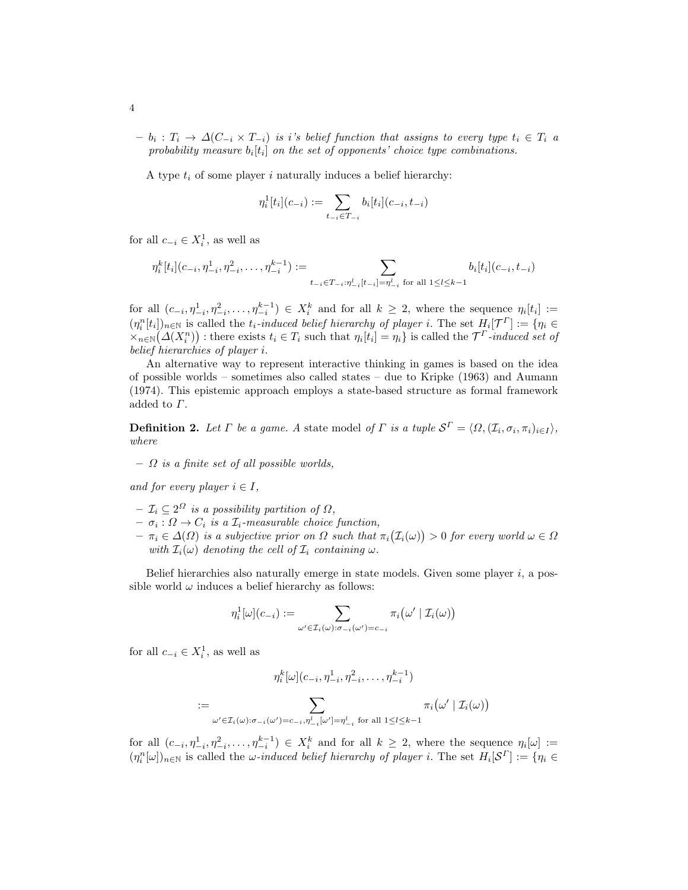– $b_i : T_i \to \Delta(C_{-i} \times T_{-i})$ *is i's belief function that assigns to every type* $t_i \in T_i$ *a probability measure* $b_i[t_i]$ *on the set of opponents' choice type combinations.*

A type $t_i$ of some player $i$ naturally induces a belief hierarchy:

$$\eta_i^1[t_i](c_{-i}) := \sum_{t_{-i} \in T_{-i}} b_i[t_i](c_{-i}, t_{-i})$$

for all $c_{-i} \in X_i^1$, as well as

$$\eta_i^k[t_i](c_{-i}, \eta_{-i}^1, \eta_{-i}^2, \ldots, \eta_{-i}^{k-1}) := \sum_{t_{-i} \in T_{-i} : \eta_{-i}^l[t_{-i}] = \eta_{-i}^l \text{ for all } 1 \leq l \leq k-1} b_i[t_i](c_{-i}, t_{-i})$$

for all $(c_{-i}, \eta_{-i}^1, \eta_{-i}^2, \ldots, \eta_{-i}^{k-1}) \in X_i^k$ and for all $k \geq 2$, where the sequence $\eta_i[t_i] := (\eta_i^n[t_i])_{n \in \mathbb{N}}$ is called the *$t_i$-induced belief hierarchy of player i*. The set $H_i[\mathcal{T}^\Gamma] := \{\eta_i \in \times_{n \in \mathbb{N}}(\Delta(X_i^n)) : \text{there exists } t_i \in T_i \text{ such that } \eta_i[t_i] = \eta_i\}$ is called the *$\mathcal{T}^\Gamma$-induced set of belief hierarchies of player i*.

An alternative way to represent interactive thinking in games is based on the idea of possible worlds – sometimes also called states – due to Kripke (1963) and Aumann (1974). This epistemic approach employs a state-based structure as formal framework added to $\Gamma$.

**Definition 2.** *Let* $\Gamma$ *be a game. A* state model *of* $\Gamma$ *is a tuple* $\mathcal{S}^\Gamma = \langle \Omega, (\mathcal{I}_i, \sigma_i, \pi_i)_{i \in I} \rangle$, *where*

– $\Omega$ *is a finite set of all possible worlds,*

*and for every player* $i \in I$,

– $\mathcal{I}_i \subseteq 2^\Omega$ *is a possibility partition of* $\Omega$,
– $\sigma_i : \Omega \to C_i$ *is a* $\mathcal{I}_i$*-measurable choice function,*
– $\pi_i \in \Delta(\Omega)$ *is a subjective prior on* $\Omega$ *such that* $\pi_i(\mathcal{I}_i(\omega)) > 0$ *for every world* $\omega \in \Omega$ *with* $\mathcal{I}_i(\omega)$ *denoting the cell of* $\mathcal{I}_i$ *containing* $\omega$.

Belief hierarchies also naturally emerge in state models. Given some player $i$, a possible world $\omega$ induces a belief hierarchy as follows:

$$\eta_i^1[\omega](c_{-i}) := \sum_{\omega' \in \mathcal{I}_i(\omega) : \sigma_{-i}(\omega') = c_{-i}} \pi_i(\omega' \mid \mathcal{I}_i(\omega))$$

for all $c_{-i} \in X_i^1$, as well as

$$\eta_i^k[\omega](c_{-i}, \eta_{-i}^1, \eta_{-i}^2, \ldots, \eta_{-i}^{k-1})$$

$$:= \sum_{\omega' \in \mathcal{I}_i(\omega) : \sigma_{-i}(\omega') = c_{-i}, \eta_{-i}^l[\omega'] = \eta_{-i}^l \text{ for all } 1 \leq l \leq k-1} \pi_i(\omega' \mid \mathcal{I}_i(\omega))$$

for all $(c_{-i}, \eta_{-i}^1, \eta_{-i}^2, \ldots, \eta_{-i}^{k-1}) \in X_i^k$ and for all $k \geq 2$, where the sequence $\eta_i[\omega] := (\eta_i^n[\omega])_{n \in \mathbb{N}}$ is called the *$\omega$-induced belief hierarchy of player i*. The set $H_i[\mathcal{S}^\Gamma] := \{\eta_i \in$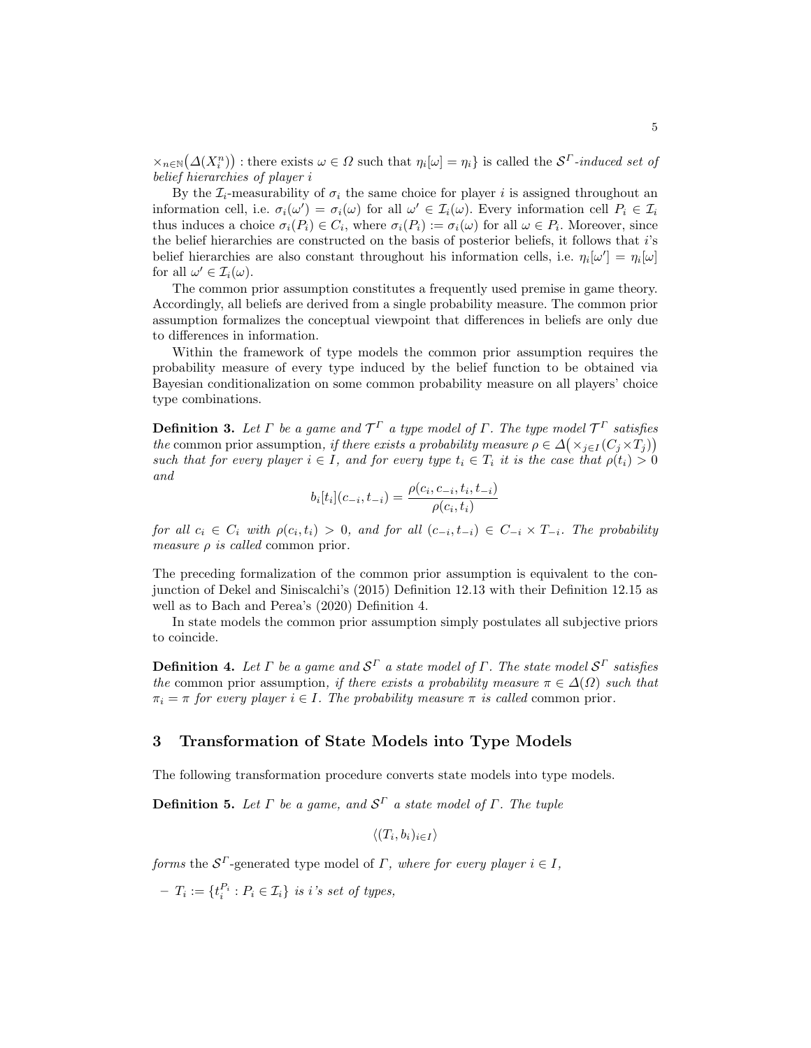$\times_{n \in \mathbb{N}} \big(\Delta(X_i^n)\big)$ : there exists $\omega \in \Omega$ such that $\eta_i[\omega] = \eta_i\}$ is called the $\mathcal{S}^\Gamma$*-induced set of belief hierarchies of player* $i$

By the $\mathcal{I}_i$-measurability of $\sigma_i$ the same choice for player $i$ is assigned throughout an information cell, i.e. $\sigma_i(\omega') = \sigma_i(\omega)$ for all $\omega' \in \mathcal{I}_i(\omega)$. Every information cell $P_i \in \mathcal{I}_i$ thus induces a choice $\sigma_i(P_i) \in C_i$, where $\sigma_i(P_i) := \sigma_i(\omega)$ for all $\omega \in P_i$. Moreover, since the belief hierarchies are constructed on the basis of posterior beliefs, it follows that $i$'s belief hierarchies are also constant throughout his information cells, i.e. $\eta_i[\omega'] = \eta_i[\omega]$ for all $\omega' \in \mathcal{I}_i(\omega)$.

The common prior assumption constitutes a frequently used premise in game theory. Accordingly, all beliefs are derived from a single probability measure. The common prior assumption formalizes the conceptual viewpoint that differences in beliefs are only due to differences in information.

Within the framework of type models the common prior assumption requires the probability measure of every type induced by the belief function to be obtained via Bayesian conditionalization on some common probability measure on all players' choice type combinations.

**Definition 3.** *Let $\Gamma$ be a game and $\mathcal{T}^\Gamma$ a type model of $\Gamma$. The type model $\mathcal{T}^\Gamma$ satisfies the* common prior assumption*, if there exists a probability measure $\rho \in \Delta\big(\times_{j \in I}(C_j \times T_j)\big)$ such that for every player $i \in I$, and for every type $t_i \in T_i$ it is the case that $\rho(t_i) > 0$ and*

$$b_i[t_i](c_{-i}, t_{-i}) = \frac{\rho(c_i, c_{-i}, t_i, t_{-i})}{\rho(c_i, t_i)}$$

*for all $c_i \in C_i$ with $\rho(c_i, t_i) > 0$, and for all $(c_{-i}, t_{-i}) \in C_{-i} \times T_{-i}$. The probability measure $\rho$ is called* common prior.

The preceding formalization of the common prior assumption is equivalent to the conjunction of Dekel and Siniscalchi's (2015) Definition 12.13 with their Definition 12.15 as well as to Bach and Perea's (2020) Definition 4.

In state models the common prior assumption simply postulates all subjective priors to coincide.

**Definition 4.** *Let $\Gamma$ be a game and $\mathcal{S}^\Gamma$ a state model of $\Gamma$. The state model $\mathcal{S}^\Gamma$ satisfies the* common prior assumption*, if there exists a probability measure $\pi \in \Delta(\Omega)$ such that $\pi_i = \pi$ for every player $i \in I$. The probability measure $\pi$ is called* common prior.

## 3 Transformation of State Models into Type Models

The following transformation procedure converts state models into type models.

**Definition 5.** *Let $\Gamma$ be a game, and $\mathcal{S}^\Gamma$ a state model of $\Gamma$. The tuple*

$$\langle (T_i, b_i)_{i \in I} \rangle$$

*forms* the $\mathcal{S}^\Gamma$-generated type model of $\Gamma$*, where for every player $i \in I$,*

- $T_i := \{t_i^{P_i} : P_i \in \mathcal{I}_i\}$ *is $i$'s set of types,*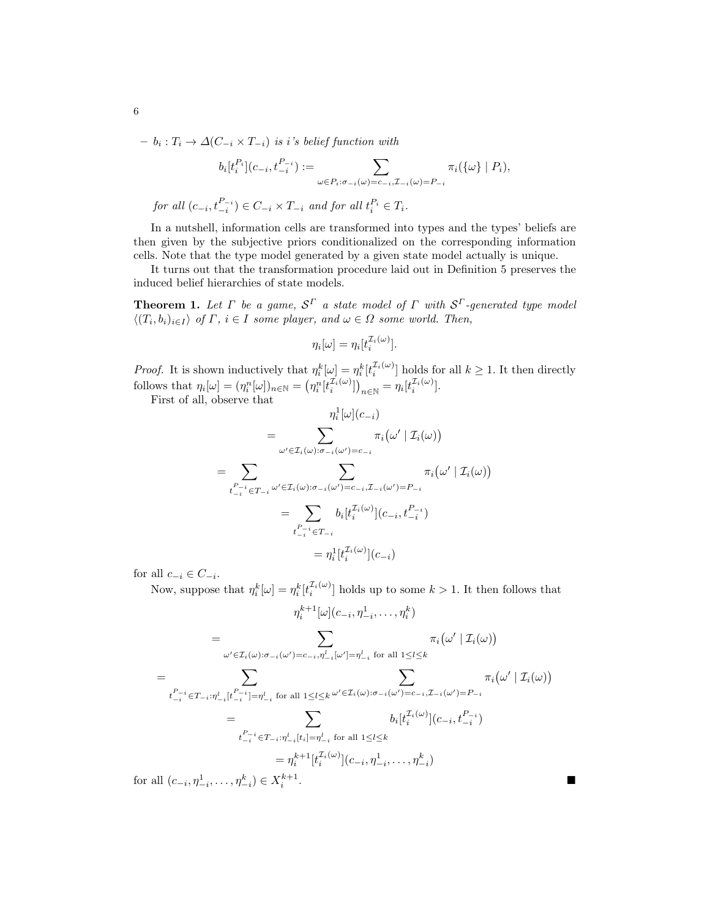– $b_i : T_i \to \Delta(C_{-i} \times T_{-i})$ *is* $i$*'s belief function with*

$$b_i[t_i^{P_i}](c_{-i}, t_{-i}^{P_{-i}}) := \sum_{\omega \in P_i : \sigma_{-i}(\omega) = c_{-i}, \mathcal{I}_{-i}(\omega) = P_{-i}} \pi_i(\{\omega\} \mid P_i),$$

*for all* $(c_{-i}, t_{-i}^{P_{-i}}) \in C_{-i} \times T_{-i}$ *and for all* $t_i^{P_i} \in T_i$.

In a nutshell, information cells are transformed into types and the types' beliefs are then given by the subjective priors conditionalized on the corresponding information cells. Note that the type model generated by a given state model actually is unique.

It turns out that the transformation procedure laid out in Definition 5 preserves the induced belief hierarchies of state models.

**Theorem 1.** *Let* $\Gamma$ *be a game,* $\mathcal{S}^\Gamma$ *a state model of* $\Gamma$ *with* $\mathcal{S}^\Gamma$*-generated type model* $\langle (T_i, b_i)_{i \in I} \rangle$ *of* $\Gamma$*,* $i \in I$ *some player, and* $\omega \in \Omega$ *some world. Then,*

$$\eta_i[\omega] = \eta_i[t_i^{\mathcal{I}_i(\omega)}].$$

*Proof.* It is shown inductively that $\eta_i^k[\omega] = \eta_i^k[t_i^{\mathcal{I}_i(\omega)}]$ holds for all $k \geq 1$. It then directly follows that $\eta_i[\omega] = (\eta_i^n[\omega])_{n \in \mathbb{N}} = \big(\eta_i^n[t_i^{\mathcal{I}_i(\omega)}]\big)_{n \in \mathbb{N}} = \eta_i[t_i^{\mathcal{I}_i(\omega)}]$.

First of all, observe that

$$\begin{aligned}
&\eta_i^1[\omega](c_{-i}) \\
&= \sum_{\omega' \in \mathcal{I}_i(\omega) : \sigma_{-i}(\omega') = c_{-i}} \pi_i\big(\omega' \mid \mathcal{I}_i(\omega)\big) \\
&= \sum_{t_{-i}^{P_{-i}} \in T_{-i}} \sum_{\omega' \in \mathcal{I}_i(\omega) : \sigma_{-i}(\omega') = c_{-i}, \mathcal{I}_{-i}(\omega') = P_{-i}} \pi_i\big(\omega' \mid \mathcal{I}_i(\omega)\big) \\
&= \sum_{t_{-i}^{P_{-i}} \in T_{-i}} b_i[t_i^{\mathcal{I}_i(\omega)}](c_{-i}, t_{-i}^{P_{-i}}) \\
&= \eta_i^1[t_i^{\mathcal{I}_i(\omega)}](c_{-i})
\end{aligned}$$

for all $c_{-i} \in C_{-i}$.

Now, suppose that $\eta_i^k[\omega] = \eta_i^k[t_i^{\mathcal{I}_i(\omega)}]$ holds up to some $k > 1$. It then follows that

$$\begin{aligned}
&\eta_i^{k+1}[\omega](c_{-i}, \eta_{-i}^1, \ldots, \eta_i^k) \\
&= \sum_{\omega' \in \mathcal{I}_i(\omega) : \sigma_{-i}(\omega') = c_{-i}, \eta_{-i}^l[\omega'] = \eta_{-i}^l \text{ for all } 1 \leq l \leq k} \pi_i\big(\omega' \mid \mathcal{I}_i(\omega)\big) \\
&= \sum_{t_{-i}^{P_{-i}} \in T_{-i} : \eta_{-i}^l[t_{-i}^{P_{-i}}] = \eta_{-i}^l \text{ for all } 1 \leq l \leq k} \sum_{\omega' \in \mathcal{I}_i(\omega) : \sigma_{-i}(\omega') = c_{-i}, \mathcal{I}_{-i}(\omega') = P_{-i}} \pi_i\big(\omega' \mid \mathcal{I}_i(\omega)\big) \\
&= \sum_{t_{-i}^{P_{-i}} \in T_{-i} : \eta_{-i}^l[t_i] = \eta_{-i}^l \text{ for all } 1 \leq l \leq k} b_i[t_i^{\mathcal{I}_i(\omega)}](c_{-i}, t_{-i}^{P_{-i}}) \\
&= \eta_i^{k+1}[t_i^{\mathcal{I}_i(\omega)}](c_{-i}, \eta_{-i}^1, \ldots, \eta_{-i}^k)
\end{aligned}$$

for all $(c_{-i}, \eta_{-i}^1, \ldots, \eta_{-i}^k) \in X_i^{k+1}$. ■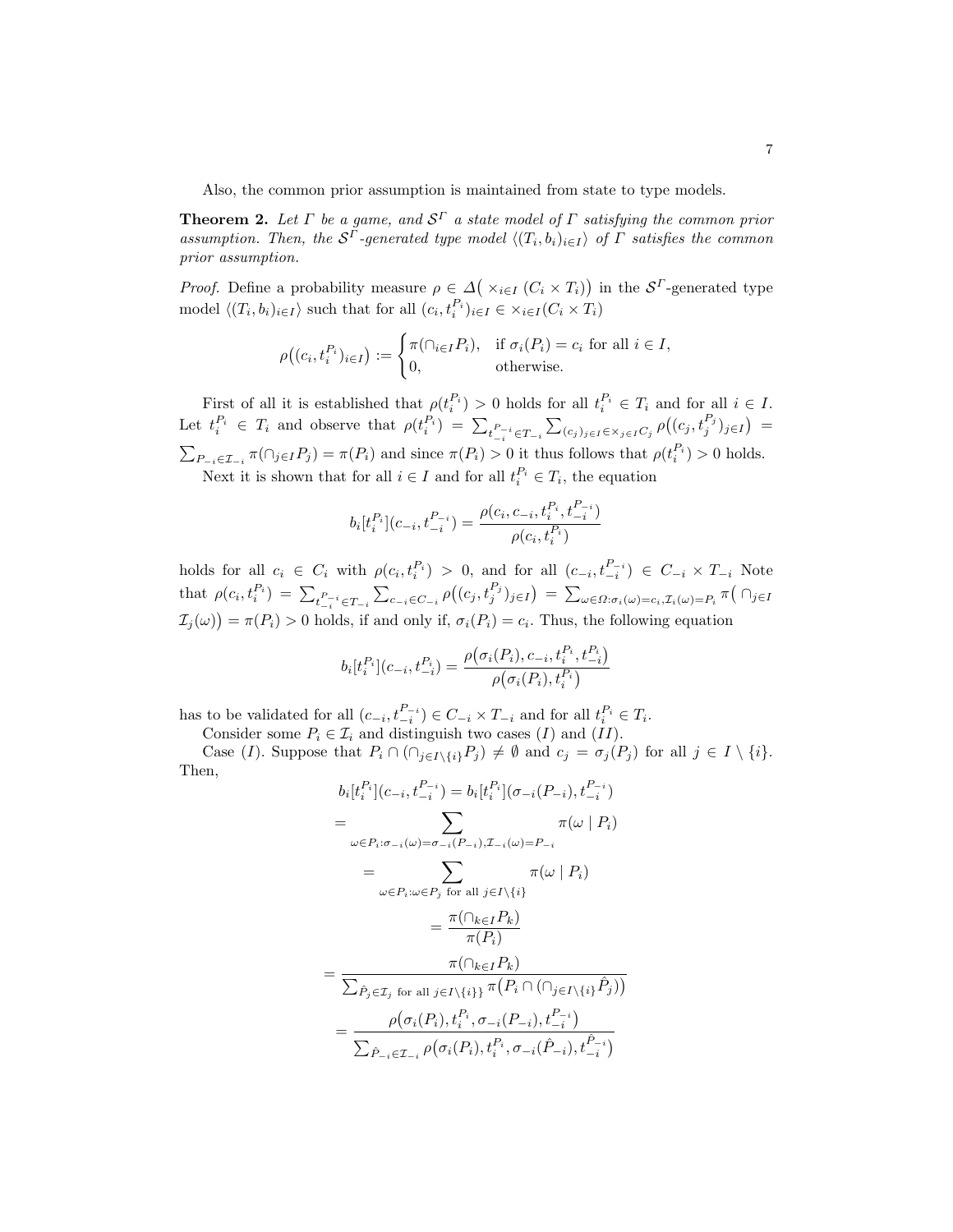Also, the common prior assumption is maintained from state to type models.

**Theorem 2.** *Let $\Gamma$ be a game, and $\mathcal{S}^{\Gamma}$ a state model of $\Gamma$ satisfying the common prior assumption. Then, the $\mathcal{S}^{\Gamma}$-generated type model $\langle (T_i, b_i)_{i \in I} \rangle$ of $\Gamma$ satisfies the common prior assumption.*

*Proof.* Define a probability measure $\rho \in \Delta\big( \times_{i \in I} (C_i \times T_i)\big)$ in the $\mathcal{S}^{\Gamma}$-generated type model $\langle (T_i, b_i)_{i \in I} \rangle$ such that for all $(c_i, t_i^{P_i})_{i \in I} \in \times_{i \in I}(C_i \times T_i)$

$$\rho\big((c_i, t_i^{P_i})_{i \in I}\big) := \begin{cases} \pi(\cap_{i \in I} P_i), & \text{if } \sigma_i(P_i) = c_i \text{ for all } i \in I, \\ 0, & \text{otherwise.} \end{cases}$$

First of all it is established that $\rho(t_i^{P_i}) > 0$ holds for all $t_i^{P_i} \in T_i$ and for all $i \in I$. Let $t_i^{P_i} \in T_i$ and observe that $\rho(t_i^{P_i}) = \sum_{t_{-i}^{P_{-i}} \in T_{-i}} \sum_{(c_j)_{j \in I} \in \times_{j \in I} C_j} \rho\big((c_j, t_j^{P_j})_{j \in I}\big) = \sum_{P_{-i} \in \mathcal{I}_{-i}} \pi(\cap_{j \in I} P_j) = \pi(P_i)$ and since $\pi(P_i) > 0$ it thus follows that $\rho(t_i^{P_i}) > 0$ holds.

Next it is shown that for all $i \in I$ and for all $t_i^{P_i} \in T_i$, the equation

$$b_i[t_i^{P_i}](c_{-i}, t_{-i}^{P_{-i}}) = \frac{\rho(c_i, c_{-i}, t_i^{P_i}, t_{-i}^{P_{-i}})}{\rho(c_i, t_i^{P_i})}$$

holds for all $c_i \in C_i$ with $\rho(c_i, t_i^{P_i}) > 0$, and for all $(c_{-i}, t_{-i}^{P_{-i}}) \in C_{-i} \times T_{-i}$ Note that $\rho(c_i, t_i^{P_i}) = \sum_{t_{-i}^{P_{-i}} \in T_{-i}} \sum_{c_{-i} \in C_{-i}} \rho\big((c_j, t_j^{P_j})_{j \in I}\big) = \sum_{\omega \in \Omega : \sigma_i(\omega) = c_i, \mathcal{I}_i(\omega) = P_i} \pi\big( \cap_{j \in I} \mathcal{I}_j(\omega)\big) = \pi(P_i) > 0$ holds, if and only if, $\sigma_i(P_i) = c_i$. Thus, the following equation

$$b_i[t_i^{P_i}](c_{-i}, t_{-i}^{P_i}) = \frac{\rho\big(\sigma_i(P_i), c_{-i}, t_i^{P_i}, t_{-i}^{P_i}\big)}{\rho\big(\sigma_i(P_i), t_i^{P_i}\big)}$$

has to be validated for all $(c_{-i}, t_{-i}^{P_{-i}}) \in C_{-i} \times T_{-i}$ and for all $t_i^{P_i} \in T_i$.

Consider some $P_i \in \mathcal{I}_i$ and distinguish two cases $(I)$ and $(II)$.

Case $(I)$. Suppose that $P_i \cap (\cap_{j \in I \setminus \{i\}} P_j) \neq \emptyset$ and $c_j = \sigma_j(P_j)$ for all $j \in I \setminus \{i\}$. Then,

$$\begin{aligned}
b_i[t_i^{P_i}](c_{-i}, t_{-i}^{P_{-i}}) &= b_i[t_i^{P_i}](\sigma_{-i}(P_{-i}), t_{-i}^{P_{-i}}) \\
&= \sum_{\omega \in P_i : \sigma_{-i}(\omega) = \sigma_{-i}(P_{-i}), \mathcal{I}_{-i}(\omega) = P_{-i}} \pi(\omega \mid P_i) \\
&= \sum_{\omega \in P_i : \omega \in P_j \text{ for all } j \in I \setminus \{i\}} \pi(\omega \mid P_i) \\
&= \frac{\pi(\cap_{k \in I} P_k)}{\pi(P_i)} \\
&= \frac{\pi(\cap_{k \in I} P_k)}{\sum_{\hat{P}_j \in \mathcal{I}_j \text{ for all } j \in I \setminus \{i\}} \pi\big(P_i \cap (\cap_{j \in I \setminus \{i\}} \hat{P}_j)\big)} \\
&= \frac{\rho\big(\sigma_i(P_i), t_i^{P_i}, \sigma_{-i}(P_{-i}), t_{-i}^{P_{-i}}\big)}{\sum_{\hat{P}_{-i} \in \mathcal{I}_{-i}} \rho\big(\sigma_i(P_i), t_i^{P_i}, \sigma_{-i}(\hat{P}_{-i}), t_{-i}^{\hat{P}_{-i}}\big)}
\end{aligned}$$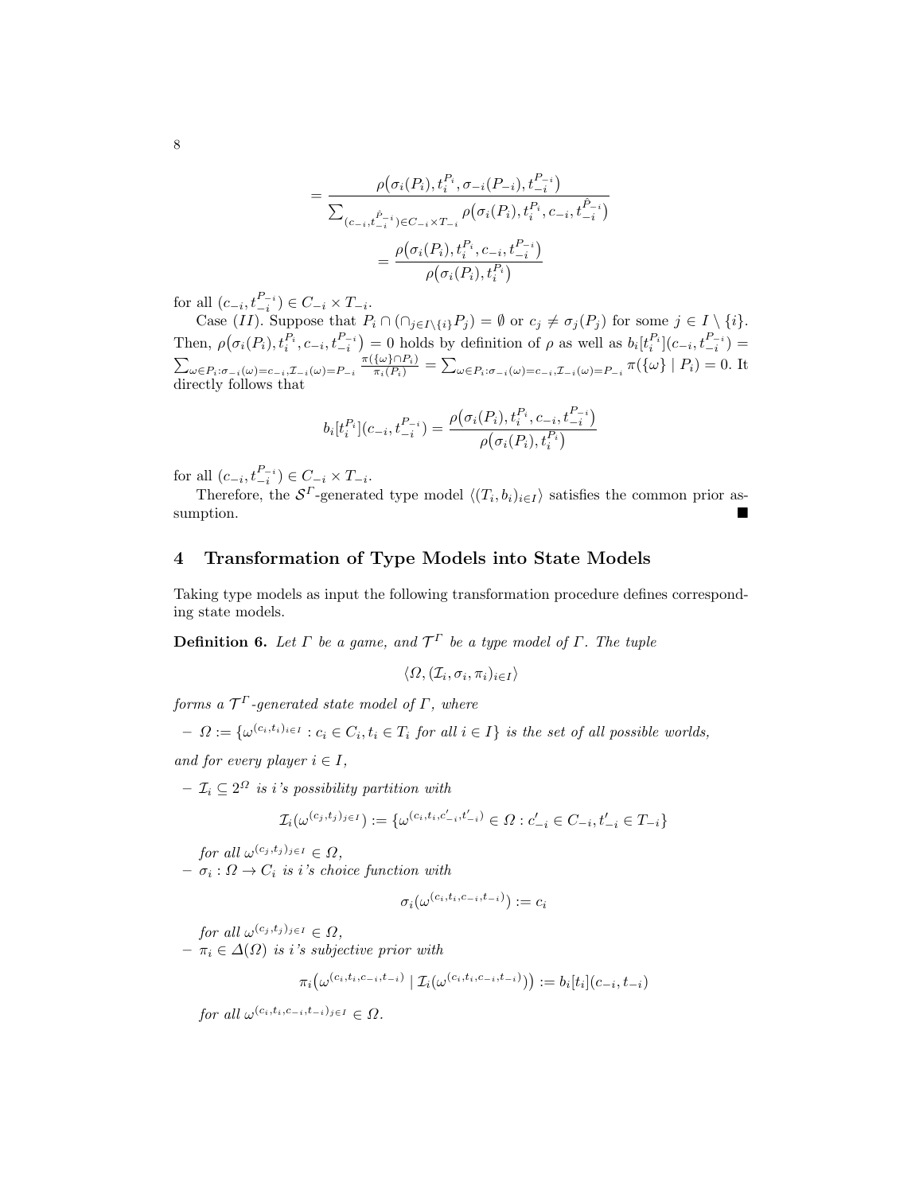$$= \frac{\rho\big(\sigma_i(P_i), t_i^{P_i}, \sigma_{-i}(P_{-i}), t_{-i}^{P_{-i}}\big)}{\sum_{(c_{-i}, t_{-i}^{\hat{P}_{-i}}) \in C_{-i} \times T_{-i}} \rho\big(\sigma_i(P_i), t_i^{P_i}, c_{-i}, t_{-i}^{\hat{P}_{-i}}\big)}$$

$$= \frac{\rho\big(\sigma_i(P_i), t_i^{P_i}, c_{-i}, t_{-i}^{P_{-i}}\big)}{\rho\big(\sigma_i(P_i), t_i^{P_i}\big)}$$

for all $(c_{-i}, t_{-i}^{P_{-i}}) \in C_{-i} \times T_{-i}$.

Case $(II)$. Suppose that $P_i \cap (\cap_{j \in I \setminus \{i\}} P_j) = \emptyset$ or $c_j \neq \sigma_j(P_j)$ for some $j \in I \setminus \{i\}$. Then, $\rho\big(\sigma_i(P_i), t_i^{P_i}, c_{-i}, t_{-i}^{P_{-i}}\big) = 0$ holds by definition of $\rho$ as well as $b_i[t_i^{P_i}](c_{-i}, t_{-i}^{P_{-i}}) = \sum_{\omega \in P_i : \sigma_{-i}(\omega) = c_{-i}, \mathcal{I}_{-i}(\omega) = P_{-i}} \frac{\pi(\{\omega\} \cap P_i)}{\pi_i(P_i)} = \sum_{\omega \in P_i : \sigma_{-i}(\omega) = c_{-i}, \mathcal{I}_{-i}(\omega) = P_{-i}} \pi(\{\omega\} \mid P_i) = 0$. It directly follows that

$$b_i[t_i^{P_i}](c_{-i}, t_{-i}^{P_{-i}}) = \frac{\rho\big(\sigma_i(P_i), t_i^{P_i}, c_{-i}, t_{-i}^{P_{-i}}\big)}{\rho\big(\sigma_i(P_i), t_i^{P_i}\big)}$$

for all $(c_{-i}, t_{-i}^{P_{-i}}) \in C_{-i} \times T_{-i}$.

Therefore, the $\mathcal{S}^\Gamma$-generated type model $\langle (T_i, b_i)_{i \in I} \rangle$ satisfies the common prior assumption. ■

## 4 Transformation of Type Models into State Models

Taking type models as input the following transformation procedure defines corresponding state models.

**Definition 6.** *Let $\Gamma$ be a game, and $\mathcal{T}^\Gamma$ be a type model of $\Gamma$. The tuple*

$$\langle \Omega, (\mathcal{I}_i, \sigma_i, \pi_i)_{i \in I} \rangle$$

*forms a $\mathcal{T}^\Gamma$-generated state model of $\Gamma$, where*

- *$\Omega := \{\omega^{(c_i, t_i)_{i \in I}} : c_i \in C_i, t_i \in T_i \text{ for all } i \in I\}$ is the set of all possible worlds,*

*and for every player $i \in I$,*

- *$\mathcal{I}_i \subseteq 2^\Omega$ is $i$'s possibility partition with*

$$\mathcal{I}_i(\omega^{(c_j, t_j)_{j \in I}}) := \{\omega^{(c_i, t_i, c'_{-i}, t'_{-i})} \in \Omega : c'_{-i} \in C_{-i}, t'_{-i} \in T_{-i}\}$$

*for all $\omega^{(c_j, t_j)_{j \in I}} \in \Omega$,*

- *$\sigma_i : \Omega \to C_i$ is $i$'s choice function with*

$$\sigma_i(\omega^{(c_i, t_i, c_{-i}, t_{-i})}) := c_i$$

*for all $\omega^{(c_j, t_j)_{j \in I}} \in \Omega$,*

- *$\pi_i \in \Delta(\Omega)$ is $i$'s subjective prior with*

$$\pi_i\big(\omega^{(c_i, t_i, c_{-i}, t_{-i})} \mid \mathcal{I}_i(\omega^{(c_i, t_i, c_{-i}, t_{-i})})\big) := b_i[t_i](c_{-i}, t_{-i})$$

*for all $\omega^{(c_i, t_i, c_{-i}, t_{-i})_{j \in I}} \in \Omega$.*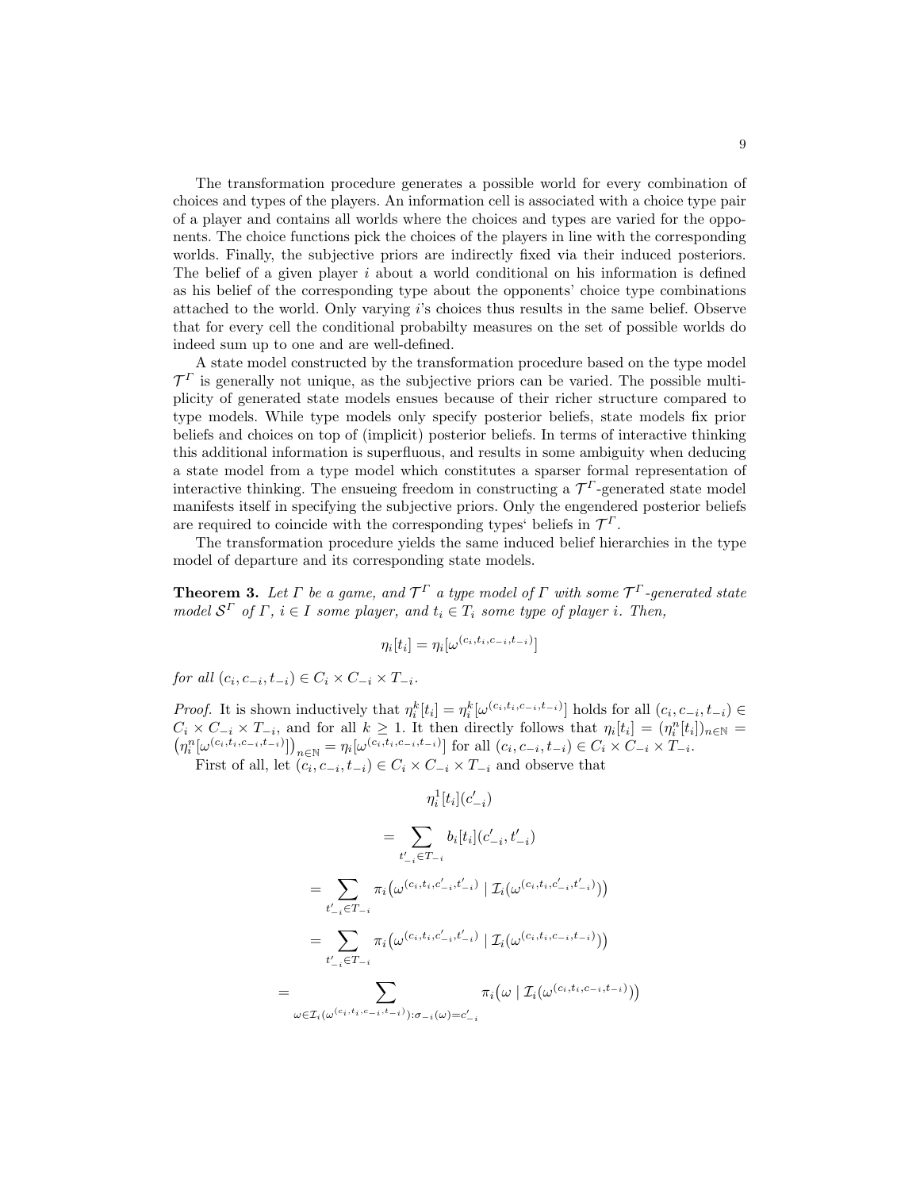The transformation procedure generates a possible world for every combination of choices and types of the players. An information cell is associated with a choice type pair of a player and contains all worlds where the choices and types are varied for the opponents. The choice functions pick the choices of the players in line with the corresponding worlds. Finally, the subjective priors are indirectly fixed via their induced posteriors. The belief of a given player $i$ about a world conditional on his information is defined as his belief of the corresponding type about the opponents' choice type combinations attached to the world. Only varying $i$'s choices thus results in the same belief. Observe that for every cell the conditional probabilty measures on the set of possible worlds do indeed sum up to one and are well-defined.

A state model constructed by the transformation procedure based on the type model $\mathcal{T}^{\Gamma}$ is generally not unique, as the subjective priors can be varied. The possible multiplicity of generated state models ensues because of their richer structure compared to type models. While type models only specify posterior beliefs, state models fix prior beliefs and choices on top of (implicit) posterior beliefs. In terms of interactive thinking this additional information is superfluous, and results in some ambiguity when deducing a state model from a type model which constitutes a sparser formal representation of interactive thinking. The ensueing freedom in constructing a $\mathcal{T}^{\Gamma}$-generated state model manifests itself in specifying the subjective priors. Only the engendered posterior beliefs are required to coincide with the corresponding types' beliefs in $\mathcal{T}^{\Gamma}$.

The transformation procedure yields the same induced belief hierarchies in the type model of departure and its corresponding state models.

**Theorem 3.** *Let $\Gamma$ be a game, and $\mathcal{T}^{\Gamma}$ a type model of $\Gamma$ with some $\mathcal{T}^{\Gamma}$-generated state model $\mathcal{S}^{\Gamma}$ of $\Gamma$, $i \in I$ some player, and $t_i \in T_i$ some type of player $i$. Then,*

$$\eta_i[t_i] = \eta_i[\omega^{(c_i,t_i,c_{-i},t_{-i})}]$$

*for all $(c_i, c_{-i}, t_{-i}) \in C_i \times C_{-i} \times T_{-i}$.*

*Proof.* It is shown inductively that $\eta_i^k[t_i] = \eta_i^k[\omega^{(c_i,t_i,c_{-i},t_{-i})}]$ holds for all $(c_i, c_{-i}, t_{-i}) \in C_i \times C_{-i} \times T_{-i}$, and for all $k \geq 1$. It then directly follows that $\eta_i[t_i] = (\eta_i^n[t_i])_{n\in\mathbb{N}} = \big(\eta_i^n[\omega^{(c_i,t_i,c_{-i},t_{-i})}]\big)_{n\in\mathbb{N}} = \eta_i[\omega^{(c_i,t_i,c_{-i},t_{-i})}]$ for all $(c_i, c_{-i}, t_{-i}) \in C_i \times C_{-i} \times T_{-i}$.

First of all, let $(c_i, c_{-i}, t_{-i}) \in C_i \times C_{-i} \times T_{-i}$ and observe that

$$\eta_i^1[t_i](c'_{-i})$$

$$= \sum_{t'_{-i}\in T_{-i}} b_i[t_i](c'_{-i}, t'_{-i})$$

$$= \sum_{t'_{-i}\in T_{-i}} \pi_i\big(\omega^{(c_i,t_i,c'_{-i},t'_{-i})} \mid \mathcal{I}_i(\omega^{(c_i,t_i,c'_{-i},t'_{-i})})\big)$$

$$= \sum_{t'_{-i}\in T_{-i}} \pi_i\big(\omega^{(c_i,t_i,c'_{-i},t'_{-i})} \mid \mathcal{I}_i(\omega^{(c_i,t_i,c_{-i},t_{-i})})\big)$$

$$= \sum_{\omega\in\mathcal{I}_i(\omega^{(c_i,t_i,c_{-i},t_{-i})}):\sigma_{-i}(\omega)=c'_{-i}} \pi_i\big(\omega \mid \mathcal{I}_i(\omega^{(c_i,t_i,c_{-i},t_{-i})})\big)$$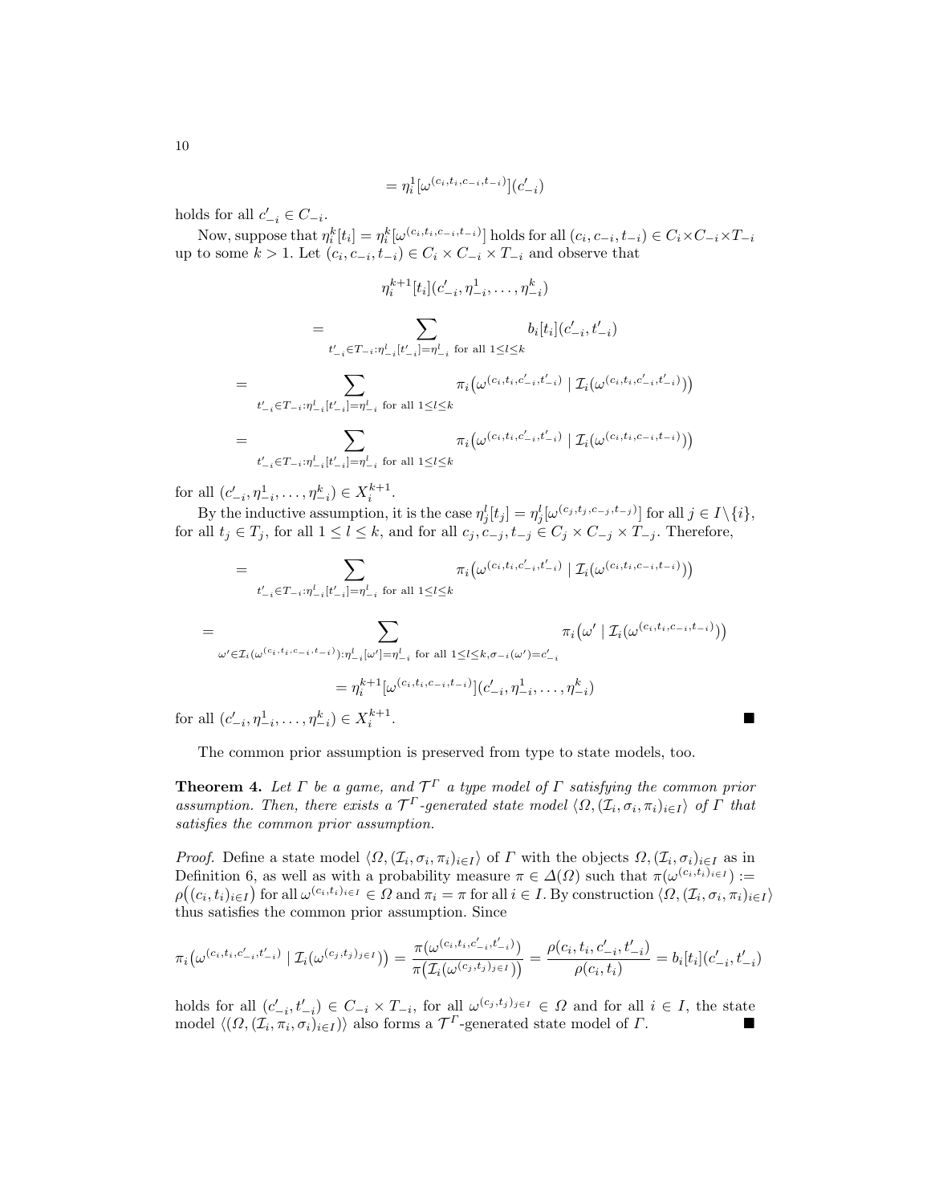$$= \eta_i^1[\omega^{(c_i,t_i,c_{-i},t_{-i})}](c'_{-i})$$

holds for all $c'_{-i} \in C_{-i}$.

Now, suppose that $\eta_i^k[t_i] = \eta_i^k[\omega^{(c_i,t_i,c_{-i},t_{-i})}]$ holds for all $(c_i, c_{-i}, t_{-i}) \in C_i \times C_{-i} \times T_{-i}$ up to some $k > 1$. Let $(c_i, c_{-i}, t_{-i}) \in C_i \times C_{-i} \times T_{-i}$ and observe that

$$\eta_i^{k+1}[t_i](c'_{-i}, \eta_{-i}^1, \ldots, \eta_{-i}^k)$$

$$= \sum_{t'_{-i} \in T_{-i} : \eta_{-i}^l[t'_{-i}] = \eta_{-i}^l \text{ for all } 1 \leq l \leq k} b_i[t_i](c'_{-i}, t'_{-i})$$

$$= \sum_{t'_{-i} \in T_{-i} : \eta_{-i}^l[t'_{-i}] = \eta_{-i}^l \text{ for all } 1 \leq l \leq k} \pi_i\big(\omega^{(c_i,t_i,c'_{-i},t'_{-i})} \mid \mathcal{I}_i(\omega^{(c_i,t_i,c'_{-i},t'_{-i})})\big)$$

$$= \sum_{t'_{-i} \in T_{-i} : \eta_{-i}^l[t'_{-i}] = \eta_{-i}^l \text{ for all } 1 \leq l \leq k} \pi_i\big(\omega^{(c_i,t_i,c'_{-i},t'_{-i})} \mid \mathcal{I}_i(\omega^{(c_i,t_i,c_{-i},t_{-i})})\big)$$

for all $(c'_{-i}, \eta_{-i}^1, \ldots, \eta_{-i}^k) \in X_i^{k+1}$.

By the inductive assumption, it is the case $\eta_j^l[t_j] = \eta_j^l[\omega^{(c_j,t_j,c_{-j},t_{-j})}]$ for all $j \in I \setminus \{i\}$, for all $t_j \in T_j$, for all $1 \leq l \leq k$, and for all $c_j, c_{-j}, t_{-j} \in C_j \times C_{-j} \times T_{-j}$. Therefore,

$$= \sum_{t'_{-i} \in T_{-i} : \eta_{-i}^l[t'_{-i}] = \eta_{-i}^l \text{ for all } 1 \leq l \leq k} \pi_i\big(\omega^{(c_i,t_i,c'_{-i},t'_{-i})} \mid \mathcal{I}_i(\omega^{(c_i,t_i,c_{-i},t_{-i})})\big)$$

$$= \sum_{\omega' \in \mathcal{I}_i(\omega^{(c_i,t_i,c_{-i},t_{-i})}) : \eta_{-i}^l[\omega'] = \eta_{-i}^l \text{ for all } 1 \leq l \leq k, \sigma_{-i}(\omega') = c'_{-i}} \pi_i\big(\omega' \mid \mathcal{I}_i(\omega^{(c_i,t_i,c_{-i},t_{-i})})\big)$$

$$= \eta_i^{k+1}[\omega^{(c_i,t_i,c_{-i},t_{-i})}](c'_{-i}, \eta_{-i}^1, \ldots, \eta_{-i}^k)$$

for all $(c'_{-i}, \eta_{-i}^1, \ldots, \eta_{-i}^k) \in X_i^{k+1}$. ■

The common prior assumption is preserved from type to state models, too.

**Theorem 4.** *Let $\Gamma$ be a game, and $\mathcal{T}^\Gamma$ a type model of $\Gamma$ satisfying the common prior assumption. Then, there exists a $\mathcal{T}^\Gamma$-generated state model $\langle \Omega, (\mathcal{I}_i, \sigma_i, \pi_i)_{i \in I} \rangle$ of $\Gamma$ that satisfies the common prior assumption.*

*Proof.* Define a state model $\langle \Omega, (\mathcal{I}_i, \sigma_i, \pi_i)_{i \in I} \rangle$ of $\Gamma$ with the objects $\Omega, (\mathcal{I}_i, \sigma_i)_{i \in I}$ as in Definition 6, as well as with a probability measure $\pi \in \Delta(\Omega)$ such that $\pi(\omega^{(c_i,t_i)_{i \in I}}) := \rho\big((c_i, t_i)_{i \in I}\big)$ for all $\omega^{(c_i,t_i)_{i \in I}} \in \Omega$ and $\pi_i = \pi$ for all $i \in I$. By construction $\langle \Omega, (\mathcal{I}_i, \sigma_i, \pi_i)_{i \in I} \rangle$ thus satisfies the common prior assumption. Since

$$\pi_i\big(\omega^{(c_i,t_i,c'_{-i},t'_{-i})} \mid \mathcal{I}_i(\omega^{(c_j,t_j)_{j \in I}})\big) = \frac{\pi\big(\omega^{(c_i,t_i,c'_{-i},t'_{-i})}\big)}{\pi\big(\mathcal{I}_i(\omega^{(c_j,t_j)_{j \in I}})\big)} = \frac{\rho(c_i, t_i, c'_{-i}, t'_{-i})}{\rho(c_i, t_i)} = b_i[t_i](c'_{-i}, t'_{-i})$$

holds for all $(c'_{-i}, t'_{-i}) \in C_{-i} \times T_{-i}$, for all $\omega^{(c_j,t_j)_{j \in I}} \in \Omega$ and for all $i \in I$, the state model $\langle (\Omega, (\mathcal{I}_i, \pi_i, \sigma_i)_{i \in I}) \rangle$ also forms a $\mathcal{T}^\Gamma$-generated state model of $\Gamma$. ■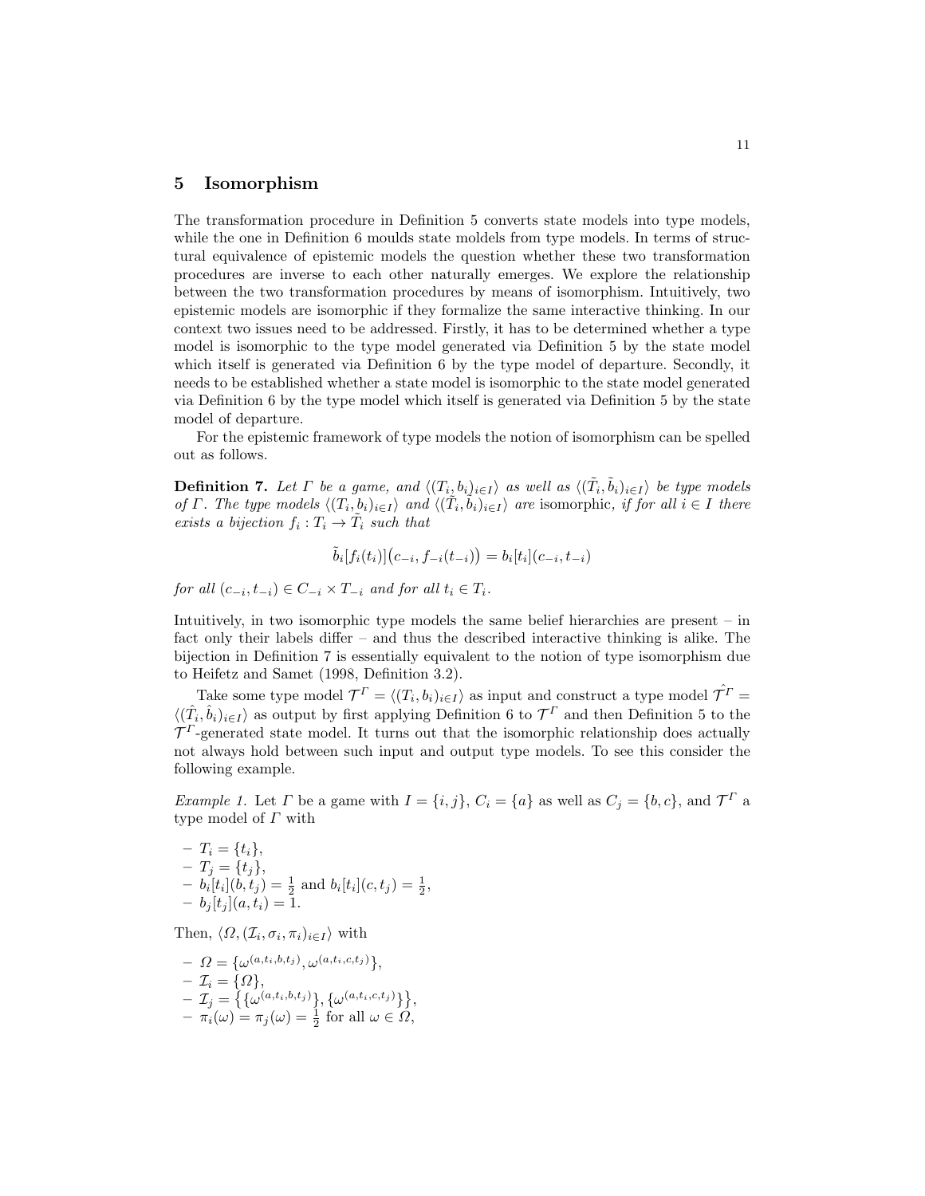## 5 Isomorphism

The transformation procedure in Definition 5 converts state models into type models, while the one in Definition 6 moulds state moldels from type models. In terms of structural equivalence of epistemic models the question whether these two transformation procedures are inverse to each other naturally emerges. We explore the relationship between the two transformation procedures by means of isomorphism. Intuitively, two epistemic models are isomorphic if they formalize the same interactive thinking. In our context two issues need to be addressed. Firstly, it has to be determined whether a type model is isomorphic to the type model generated via Definition 5 by the state model which itself is generated via Definition 6 by the type model of departure. Secondly, it needs to be established whether a state model is isomorphic to the state model generated via Definition 6 by the type model which itself is generated via Definition 5 by the state model of departure.

For the epistemic framework of type models the notion of isomorphism can be spelled out as follows.

**Definition 7.** *Let $\Gamma$ be a game, and $\langle (T_i, b_i)_{i \in I} \rangle$ as well as $\langle (\tilde{T}_i, \tilde{b}_i)_{i \in I} \rangle$ be type models of $\Gamma$. The type models $\langle (T_i, b_i)_{i \in I} \rangle$ and $\langle (\tilde{T}_i, \tilde{b}_i)_{i \in I} \rangle$ are* isomorphic, *if for all $i \in I$ there exists a bijection $f_i : T_i \to \tilde{T}_i$ such that*

$$\tilde{b}_i[f_i(t_i)]\big(c_{-i}, f_{-i}(t_{-i})\big) = b_i[t_i](c_{-i}, t_{-i})$$

*for all $(c_{-i}, t_{-i}) \in C_{-i} \times T_{-i}$ and for all $t_i \in T_i$.*

Intuitively, in two isomorphic type models the same belief hierarchies are present – in fact only their labels differ – and thus the described interactive thinking is alike. The bijection in Definition 7 is essentially equivalent to the notion of type isomorphism due to Heifetz and Samet (1998, Definition 3.2).

Take some type model $\mathcal{T}^\Gamma = \langle (T_i, b_i)_{i \in I} \rangle$ as input and construct a type model $\hat{\mathcal{T}}^\Gamma = \langle (\hat{T}_i, \hat{b}_i)_{i \in I} \rangle$ as output by first applying Definition 6 to $\mathcal{T}^\Gamma$ and then Definition 5 to the $\mathcal{T}^\Gamma$-generated state model. It turns out that the isomorphic relationship does actually not always hold between such input and output type models. To see this consider the following example.

*Example 1.* Let $\Gamma$ be a game with $I = \{i, j\}$, $C_i = \{a\}$ as well as $C_j = \{b, c\}$, and $\mathcal{T}^\Gamma$ a type model of $\Gamma$ with

- $T_i = \{t_i\}$,
- $T_j = \{t_j\}$,
- $b_i[t_i](b, t_j) = \frac{1}{2}$ and $b_i[t_i](c, t_j) = \frac{1}{2}$,
- $b_j[t_j](a, t_i) = 1$.

Then, $\langle \Omega, (\mathcal{I}_i, \sigma_i, \pi_i)_{i \in I} \rangle$ with

- $\Omega = \{\omega^{(a,t_i,b,t_j)}, \omega^{(a,t_i,c,t_j)}\}$,
- $\mathcal{I}_i = \{\Omega\}$,
- $\mathcal{I}_j = \big\{\{\omega^{(a,t_i,b,t_j)}\}, \{\omega^{(a,t_i,c,t_j)}\}\big\}$,
- $\pi_i(\omega) = \pi_j(\omega) = \frac{1}{2}$ for all $\omega \in \Omega$,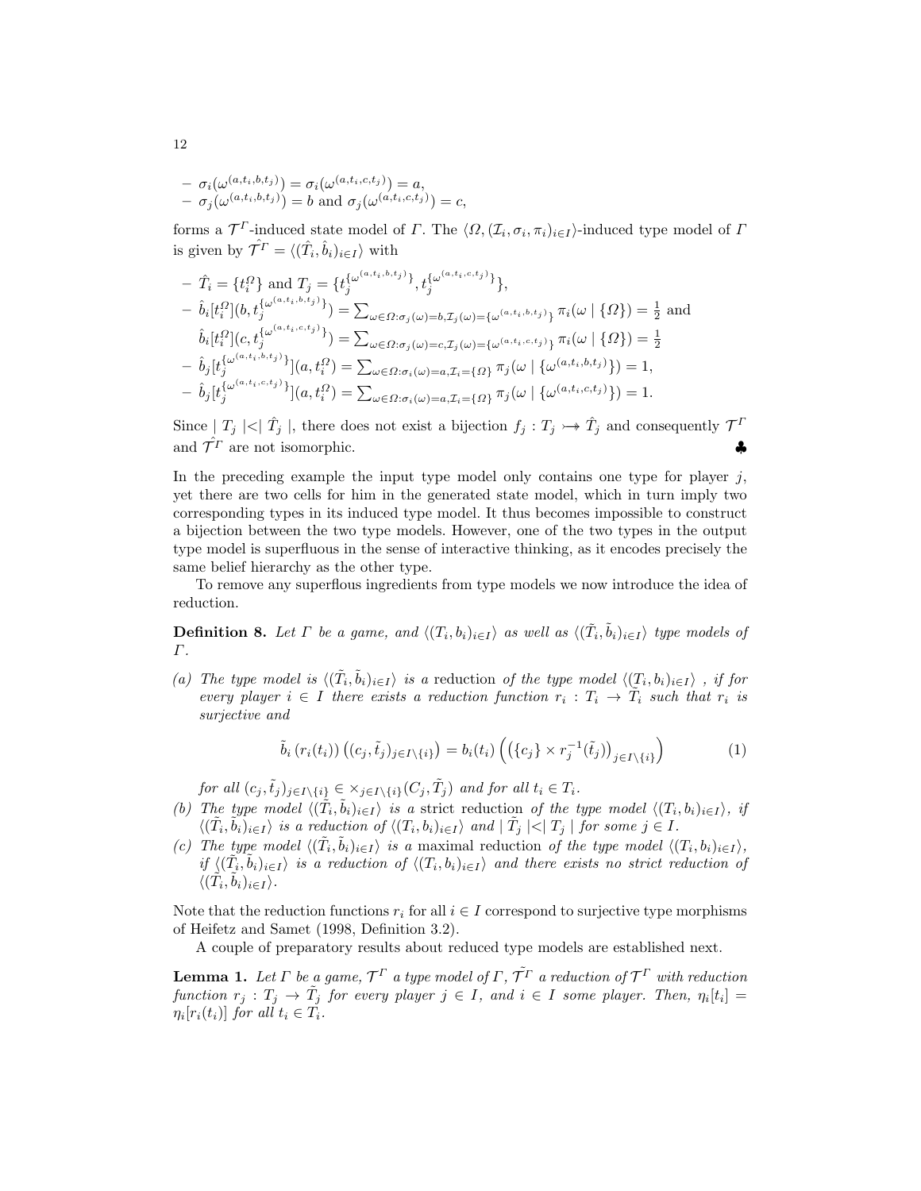- $\sigma_i(\omega^{(a,t_i,b,t_j)}) = \sigma_i(\omega^{(a,t_i,c,t_j)}) = a$,
- $\sigma_j(\omega^{(a,t_i,b,t_j)}) = b$ and $\sigma_j(\omega^{(a,t_i,c,t_j)}) = c$,

forms a $\mathcal{T}^\Gamma$-induced state model of $\Gamma$. The $\langle \Omega, (\mathcal{I}_i, \sigma_i, \pi_i)_{i\in I}\rangle$-induced type model of $\Gamma$ is given by $\hat{\mathcal{T}^\Gamma} = \langle (\hat{T}_i, \hat{b}_i)_{i\in I}\rangle$ with

- $\hat{T}_i = \{t_i^\Omega\}$ and $T_j = \{t_j^{\{\omega^{(a,t_i,b,t_j)}\}}, t_j^{\{\omega^{(a,t_i,c,t_j)}\}}\}$,
- $\hat{b}_i[t_i^\Omega](b, t_j^{\{\omega^{(a,t_i,b,t_j)}\}}) = \sum_{\omega\in\Omega:\sigma_j(\omega)=b,\mathcal{I}_j(\omega)=\{\omega^{(a,t_i,b,t_j)}\}} \pi_i(\omega \mid \{\Omega\}) = \frac{1}{2}$ and $\hat{b}_i[t_i^\Omega](c, t_j^{\{\omega^{(a,t_i,c,t_j)}\}}) = \sum_{\omega\in\Omega:\sigma_j(\omega)=c,\mathcal{I}_j(\omega)=\{\omega^{(a,t_i,c,t_j)}\}} \pi_i(\omega \mid \{\Omega\}) = \frac{1}{2}$
- $\hat{b}_j[t_j^{\{\omega^{(a,t_i,b,t_j)}\}}](a, t_i^\Omega) = \sum_{\omega\in\Omega:\sigma_i(\omega)=a,\mathcal{I}_i=\{\Omega\}} \pi_j(\omega \mid \{\omega^{(a,t_i,b,t_j)}\}) = 1$,
- $\hat{b}_j[t_j^{\{\omega^{(a,t_i,c,t_j)}\}}](a, t_i^\Omega) = \sum_{\omega\in\Omega:\sigma_i(\omega)=a,\mathcal{I}_i=\{\Omega\}} \pi_j(\omega \mid \{\omega^{(a,t_i,c,t_j)}\}) = 1$.

Since $\mid T_j \mid < \mid \hat{T}_j \mid$, there does not exist a bijection $f_j : T_j \rightarrowtail\!\!\!\!\rightarrow \hat{T}_j$ and consequently $\mathcal{T}^\Gamma$ and $\hat{\mathcal{T}^\Gamma}$ are not isomorphic. ♣

In the preceding example the input type model only contains one type for player $j$, yet there are two cells for him in the generated state model, which in turn imply two corresponding types in its induced type model. It thus becomes impossible to construct a bijection between the two type models. However, one of the two types in the output type model is superfluous in the sense of interactive thinking, as it encodes precisely the same belief hierarchy as the other type.

To remove any superflous ingredients from type models we now introduce the idea of reduction.

**Definition 8.** *Let $\Gamma$ be a game, and $\langle (T_i, b_i)_{i\in I}\rangle$ as well as $\langle (\tilde{T}_i, \tilde{b}_i)_{i\in I}\rangle$ type models of $\Gamma$.*

*(a) The type model is $\langle (\tilde{T}_i, \tilde{b}_i)_{i\in I}\rangle$ is a* reduction *of the type model $\langle (T_i, b_i)_{i\in I}\rangle$ , if for every player $i \in I$ there exists a reduction function $r_i : T_i \to \tilde{T}_i$ such that $r_i$ is surjective and*

$$\tilde{b}_i\left(r_i(t_i)\right)\left((c_j, \tilde{t}_j)_{j\in I\setminus\{i\}}\right) = b_i(t_i)\left(\left(\{c_j\} \times r_j^{-1}(\tilde{t}_j)\right)_{j\in I\setminus\{i\}}\right) \tag{1}$$

*for all $(c_j, \tilde{t}_j)_{j\in I\setminus\{i\}} \in \times_{j\in I\setminus\{i\}}(C_j, \tilde{T}_j)$ and for all $t_i \in T_i$.*

*(b) The type model $\langle (\tilde{T}_i, \tilde{b}_i)_{i\in I}\rangle$ is a* strict reduction *of the type model $\langle (T_i, b_i)_{i\in I}\rangle$, if $\langle (\tilde{T}_i, \tilde{b}_i)_{i\in I}\rangle$ is a reduction of $\langle (T_i, b_i)_{i\in I}\rangle$ and $\mid \tilde{T}_j \mid < \mid T_j \mid$ for some $j \in I$.*

*(c) The type model $\langle (\tilde{T}_i, \tilde{b}_i)_{i\in I}\rangle$ is a* maximal reduction *of the type model $\langle (T_i, b_i)_{i\in I}\rangle$, if $\langle (\tilde{T}_i, \tilde{b}_i)_{i\in I}\rangle$ is a reduction of $\langle (T_i, b_i)_{i\in I}\rangle$ and there exists no strict reduction of $\langle (\tilde{T}_i, \tilde{b}_i)_{i\in I}\rangle$.*

Note that the reduction functions $r_i$ for all $i \in I$ correspond to surjective type morphisms of Heifetz and Samet (1998, Definition 3.2).

A couple of preparatory results about reduced type models are established next.

**Lemma 1.** *Let $\Gamma$ be a game, $\mathcal{T}^\Gamma$ a type model of $\Gamma$, $\tilde{\mathcal{T}^\Gamma}$ a reduction of $\mathcal{T}^\Gamma$ with reduction function $r_j : T_j \to \tilde{T}_j$ for every player $j \in I$, and $i \in I$ some player. Then, $\eta_i[t_i] = \eta_i[r_i(t_i)]$ for all $t_i \in T_i$.*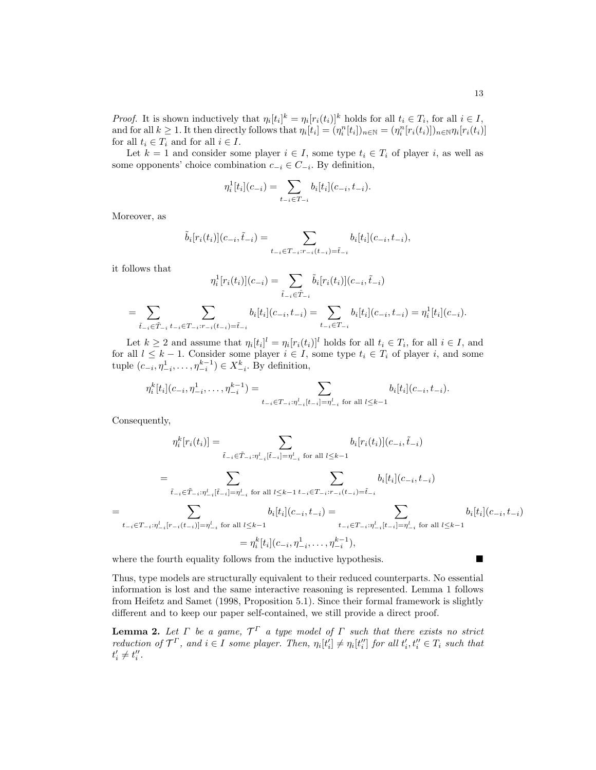*Proof.* It is shown inductively that $\eta_i[t_i]^k = \eta_i[r_i(t_i)]^k$ holds for all $t_i \in T_i$, for all $i \in I$, and for all $k \geq 1$. It then directly follows that $\eta_i[t_i] = (\eta_i^n[t_i])_{n \in \mathbb{N}} = (\eta_i^n[r_i(t_i)])_{n \in \mathbb{N}} \eta_i[r_i(t_i)]$ for all $t_i \in T_i$ and for all $i \in I$.

Let $k = 1$ and consider some player $i \in I$, some type $t_i \in T_i$ of player $i$, as well as some opponents' choice combination $c_{-i} \in C_{-i}$. By definition,

$$\eta_i^1[t_i](c_{-i}) = \sum_{t_{-i} \in T_{-i}} b_i[t_i](c_{-i}, t_{-i}).$$

Moreover, as

$$\tilde{b}_i[r_i(t_i)](c_{-i}, \tilde{t}_{-i}) = \sum_{t_{-i} \in T_{-i} : r_{-i}(t_{-i}) = \tilde{t}_{-i}} b_i[t_i](c_{-i}, t_{-i}),$$

it follows that

$$\eta_i^1[r_i(t_i)](c_{-i}) = \sum_{\tilde{t}_{-i} \in \tilde{T}_{-i}} \tilde{b}_i[r_i(t_i)](c_{-i}, \tilde{t}_{-i})$$

$$= \sum_{\tilde{t}_{-i} \in \tilde{T}_{-i}} \sum_{t_{-i} \in T_{-i} : r_{-i}(t_{-i}) = \tilde{t}_{-i}} b_i[t_i](c_{-i}, t_{-i}) = \sum_{t_{-i} \in T_{-i}} b_i[t_i](c_{-i}, t_{-i}) = \eta_i^1[t_i](c_{-i}).$$

Let $k \geq 2$ and assume that $\eta_i[t_i]^l = \eta_i[r_i(t_i)]^l$ holds for all $t_i \in T_i$, for all $i \in I$, and for all $l \leq k-1$. Consider some player $i \in I$, some type $t_i \in T_i$ of player $i$, and some tuple $(c_{-i}, \eta_{-i}^1, \ldots, \eta_{-i}^{k-1}) \in X_{-i}^k$. By definition,

$$\eta_i^k[t_i](c_{-i}, \eta_{-i}^1, \ldots, \eta_{-i}^{k-1}) = \sum_{t_{-i} \in T_{-i} : \eta_{-i}^l[t_{-i}] = \eta_{-i}^l \text{ for all } l \leq k-1} b_i[t_i](c_{-i}, t_{-i}).$$

Consequently,

$$\eta_i^k[r_i(t_i)] = \sum_{\tilde{t}_{-i} \in \tilde{T}_{-i} : \eta_{-i}^l[\tilde{t}_{-i}] = \eta_{-i}^l \text{ for all } l \leq k-1} b_i[r_i(t_i)](c_{-i}, \tilde{t}_{-i})$$

$$= \sum_{\tilde{t}_{-i} \in \tilde{T}_{-i} : \eta_{-i}^l[\tilde{t}_{-i}] = \eta_{-i}^l \text{ for all } l \leq k-1} \; \sum_{t_{-i} \in T_{-i} : r_{-i}(t_{-i}) = \tilde{t}_{-i}} b_i[t_i](c_{-i}, t_{-i})$$

$$= \sum_{t_{-i} \in T_{-i} : \eta_{-i}^l[r_{-i}(t_{-i})] = \eta_{-i}^l \text{ for all } l \leq k-1} b_i[t_i](c_{-i}, t_{-i}) = \sum_{t_{-i} \in T_{-i} : \eta_{-i}^l[t_{-i}] = \eta_{-i}^l \text{ for all } l \leq k-1} b_i[t_i](c_{-i}, t_{-i})$$

$$= \eta_i^k[t_i](c_{-i}, \eta_{-i}^1, \ldots, \eta_{-i}^{k-1}),$$

where the fourth equality follows from the inductive hypothesis. ■

Thus, type models are structurally equivalent to their reduced counterparts. No essential information is lost and the same interactive reasoning is represented. Lemma 1 follows from Heifetz and Samet (1998, Proposition 5.1). Since their formal framework is slightly different and to keep our paper self-contained, we still provide a direct proof.

**Lemma 2.** *Let $\Gamma$ be a game, $\mathcal{T}^\Gamma$ a type model of $\Gamma$ such that there exists no strict reduction of $\mathcal{T}^\Gamma$, and $i \in I$ some player. Then, $\eta_i[t_i'] \neq \eta_i[t_i'']$ for all $t_i', t_i'' \in T_i$ such that $t_i' \neq t_i''$.*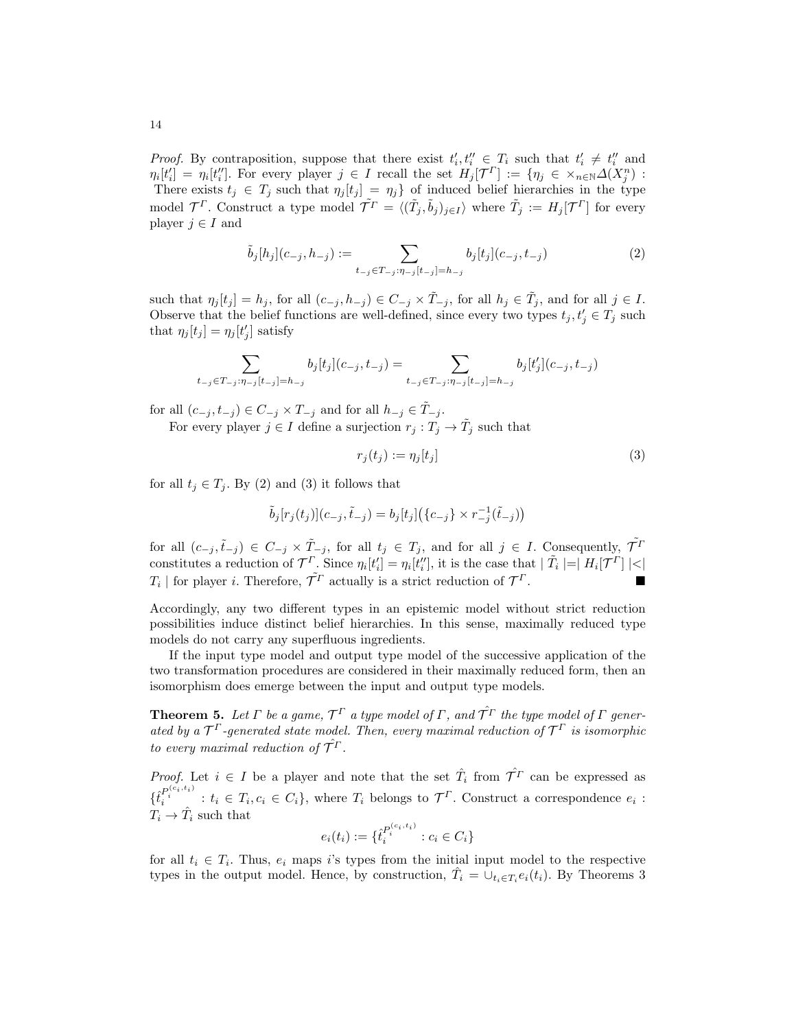*Proof.* By contraposition, suppose that there exist $t_i', t_i'' \in T_i$ such that $t_i' \neq t_i''$ and $\eta_i[t_i'] = \eta_i[t_i'']$. For every player $j \in I$ recall the set $H_j[\mathcal{T}^\Gamma] := \{\eta_j \in \times_{n \in \mathbb{N}} \Delta(X_j^n) :$ There exists $t_j \in T_j$ such that $\eta_j[t_j] = \eta_j\}$ of induced belief hierarchies in the type model $\mathcal{T}^\Gamma$. Construct a type model $\tilde{\mathcal{T}^\Gamma} = \langle (\tilde{T}_j, \tilde{b}_j)_{j \in I} \rangle$ where $\tilde{T}_j := H_j[\mathcal{T}^\Gamma]$ for every player $j \in I$ and

$$\tilde{b}_j[h_j](c_{-j}, h_{-j}) := \sum_{t_{-j} \in T_{-j} : \eta_{-j}[t_{-j}] = h_{-j}} b_j[t_j](c_{-j}, t_{-j}) \tag{2}$$

such that $\eta_j[t_j] = h_j$, for all $(c_{-j}, h_{-j}) \in C_{-j} \times \tilde{T}_{-j}$, for all $h_j \in \tilde{T}_j$, and for all $j \in I$. Observe that the belief functions are well-defined, since every two types $t_j, t_j' \in T_j$ such that $\eta_j[t_j] = \eta_j[t_j']$ satisfy

$$\sum_{t_{-j} \in T_{-j} : \eta_{-j}[t_{-j}] = h_{-j}} b_j[t_j](c_{-j}, t_{-j}) = \sum_{t_{-j} \in T_{-j} : \eta_{-j}[t_{-j}] = h_{-j}} b_j[t_j'](c_{-j}, t_{-j})$$

for all $(c_{-j}, t_{-j}) \in C_{-j} \times T_{-j}$ and for all $h_{-j} \in \tilde{T}_{-j}$.

For every player $j \in I$ define a surjection $r_j : T_j \to \tilde{T}_j$ such that

$$r_j(t_j) := \eta_j[t_j] \tag{3}$$

for all $t_j \in T_j$. By (2) and (3) it follows that

$$\tilde{b}_j[r_j(t_j)](c_{-j}, \tilde{t}_{-j}) = b_j[t_j]\big(\{c_{-j}\} \times r_{-j}^{-1}(\tilde{t}_{-j})\big)$$

for all $(c_{-j}, \tilde{t}_{-j}) \in C_{-j} \times \tilde{T}_{-j}$, for all $t_j \in T_j$, and for all $j \in I$. Consequently, $\tilde{\mathcal{T}^\Gamma}$ constitutes a reduction of $\mathcal{T}^\Gamma$. Since $\eta_i[t_i'] = \eta_i[t_i'']$, it is the case that $|\tilde{T}_i| = |H_i[\mathcal{T}^\Gamma]| < |T_i|$ for player $i$. Therefore, $\tilde{\mathcal{T}^\Gamma}$ actually is a strict reduction of $\mathcal{T}^\Gamma$. ■

Accordingly, any two different types in an epistemic model without strict reduction possibilities induce distinct belief hierarchies. In this sense, maximally reduced type models do not carry any superfluous ingredients.

If the input type model and output type model of the successive application of the two transformation procedures are considered in their maximally reduced form, then an isomorphism does emerge between the input and output type models.

**Theorem 5.** *Let $\Gamma$ be a game, $\mathcal{T}^\Gamma$ a type model of $\Gamma$, and $\hat{\mathcal{T}^\Gamma}$ the type model of $\Gamma$ generated by a $\mathcal{T}^\Gamma$-generated state model. Then, every maximal reduction of $\mathcal{T}^\Gamma$ is isomorphic to every maximal reduction of $\hat{\mathcal{T}^\Gamma}$.*

*Proof.* Let $i \in I$ be a player and note that the set $\hat{T}_i$ from $\hat{\mathcal{T}^\Gamma}$ can be expressed as $\{\hat{t}_i^{P_i^{(c_i, t_i)}} : t_i \in T_i, c_i \in C_i\}$, where $T_i$ belongs to $\mathcal{T}^\Gamma$. Construct a correspondence $e_i : T_i \to \hat{T}_i$ such that

$$e_i(t_i) := \{\hat{t}_i^{P_i^{(c_i, t_i)}} : c_i \in C_i\}$$

for all $t_i \in T_i$. Thus, $e_i$ maps $i$'s types from the initial input model to the respective types in the output model. Hence, by construction, $\hat{T}_i = \cup_{t_i \in T_i} e_i(t_i)$. By Theorems 3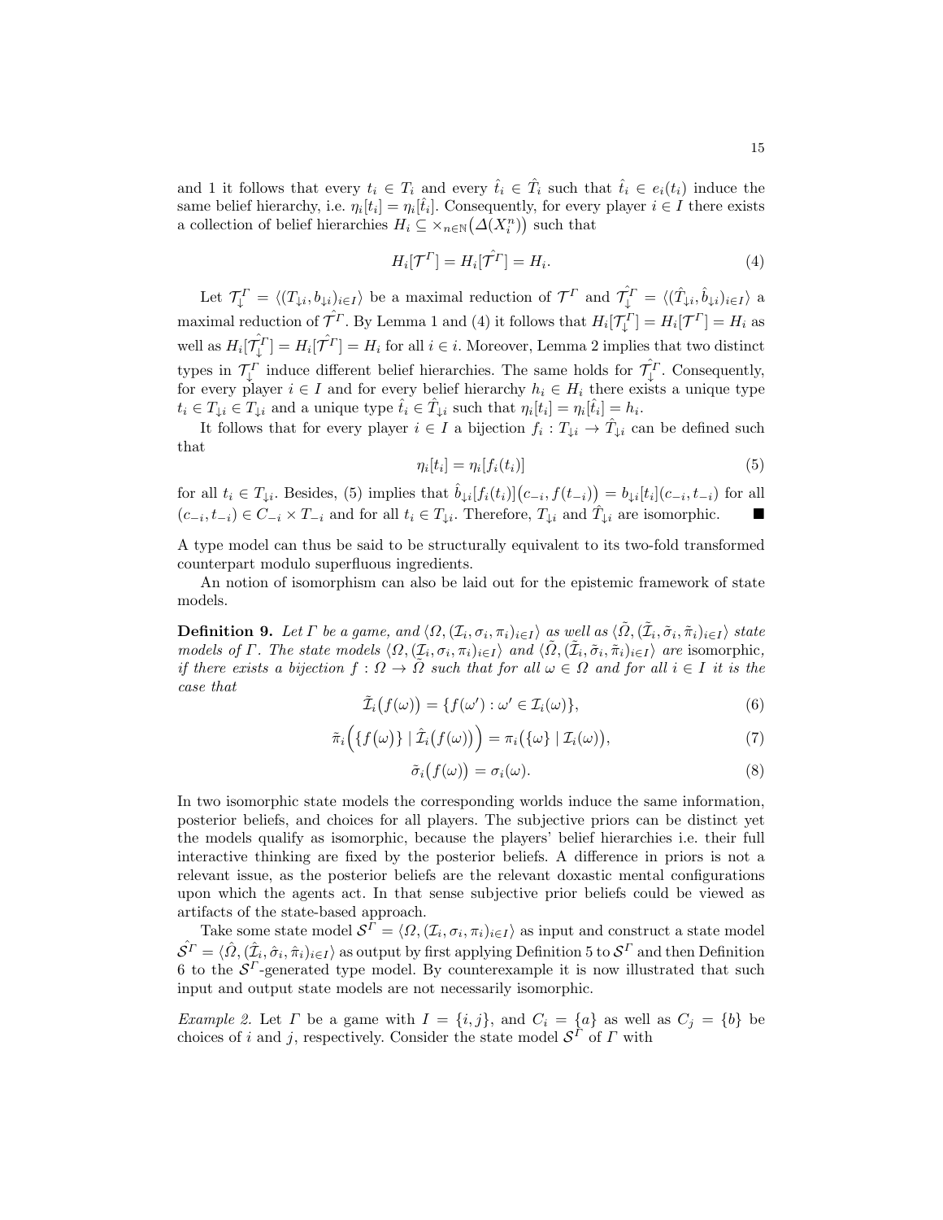and 1 it follows that every $t_i \in T_i$ and every $\hat{t}_i \in \hat{T}_i$ such that $\hat{t}_i \in e_i(t_i)$ induce the same belief hierarchy, i.e. $\eta_i[t_i] = \eta_i[\hat{t}_i]$. Consequently, for every player $i \in I$ there exists a collection of belief hierarchies $H_i \subseteq \times_{n \in \mathbb{N}}\big(\Delta(X_i^n)\big)$ such that

$$H_i[\mathcal{T}^\Gamma] = H_i[\hat{\mathcal{T}^\Gamma}] = H_i. \tag{4}$$

Let $\mathcal{T}_\downarrow^\Gamma = \langle (T_{\downarrow i}, b_{\downarrow i})_{i \in I} \rangle$ be a maximal reduction of $\mathcal{T}^\Gamma$ and $\hat{\mathcal{T}_\downarrow^\Gamma} = \langle (\hat{T}_{\downarrow i}, \hat{b}_{\downarrow i})_{i \in I} \rangle$ a maximal reduction of $\hat{\mathcal{T}^\Gamma}$. By Lemma 1 and (4) it follows that $H_i[\mathcal{T}_\downarrow^\Gamma] = H_i[\mathcal{T}^\Gamma] = H_i$ as well as $H_i[\hat{\mathcal{T}_\downarrow^\Gamma}] = H_i[\hat{\mathcal{T}^\Gamma}] = H_i$ for all $i \in i$. Moreover, Lemma 2 implies that two distinct types in $\mathcal{T}_\downarrow^\Gamma$ induce different belief hierarchies. The same holds for $\hat{\mathcal{T}_\downarrow^\Gamma}$. Consequently, for every player $i \in I$ and for every belief hierarchy $h_i \in H_i$ there exists a unique type $t_i \in T_{\downarrow i} \in T_{\downarrow i}$ and a unique type $\hat{t}_i \in \hat{T}_{\downarrow i}$ such that $\eta_i[t_i] = \eta_i[\hat{t}_i] = h_i$.

It follows that for every player $i \in I$ a bijection $f_i : T_{\downarrow i} \to \hat{T}_{\downarrow i}$ can be defined such that

$$\eta_i[t_i] = \eta_i[f_i(t_i)] \tag{5}$$

for all $t_i \in T_{\downarrow i}$. Besides, (5) implies that $\hat{b}_{\downarrow i}[f_i(t_i)]\big(c_{-i}, f(t_{-i})\big) = b_{\downarrow i}[t_i](c_{-i}, t_{-i})$ for all $(c_{-i}, t_{-i}) \in C_{-i} \times T_{-i}$ and for all $t_i \in T_{\downarrow i}$. Therefore, $T_{\downarrow i}$ and $\hat{T}_{\downarrow i}$ are isomorphic. ■

A type model can thus be said to be structurally equivalent to its two-fold transformed counterpart modulo superfluous ingredients.

An notion of isomorphism can also be laid out for the epistemic framework of state models.

**Definition 9.** *Let $\Gamma$ be a game, and $\langle \Omega, (\mathcal{I}_i, \sigma_i, \pi_i)_{i \in I} \rangle$ as well as $\langle \tilde{\Omega}, (\tilde{\mathcal{I}}_i, \tilde{\sigma}_i, \tilde{\pi}_i)_{i \in I} \rangle$ state models of $\Gamma$. The state models $\langle \Omega, (\mathcal{I}_i, \sigma_i, \pi_i)_{i \in I} \rangle$ and $\langle \tilde{\Omega}, (\tilde{\mathcal{I}}_i, \tilde{\sigma}_i, \tilde{\pi}_i)_{i \in I} \rangle$ are* isomorphic*, if there exists a bijection $f : \Omega \to \tilde{\Omega}$ such that for all $\omega \in \Omega$ and for all $i \in I$ it is the case that*

$$\tilde{\mathcal{I}}_i\big(f(\omega)\big) = \{f(\omega') : \omega' \in \mathcal{I}_i(\omega)\}, \tag{6}$$

$$\tilde{\pi}_i\Big(\{f(\omega)\} \mid \hat{\mathcal{I}}_i\big(f(\omega)\big)\Big) = \pi_i\big(\{\omega\} \mid \mathcal{I}_i(\omega)\big), \tag{7}$$

$$\tilde{\sigma}_i\big(f(\omega)\big) = \sigma_i(\omega). \tag{8}$$

In two isomorphic state models the corresponding worlds induce the same information, posterior beliefs, and choices for all players. The subjective priors can be distinct yet the models qualify as isomorphic, because the players' belief hierarchies i.e. their full interactive thinking are fixed by the posterior beliefs. A difference in priors is not a relevant issue, as the posterior beliefs are the relevant doxastic mental configurations upon which the agents act. In that sense subjective prior beliefs could be viewed as artifacts of the state-based approach.

Take some state model $\mathcal{S}^\Gamma = \langle \Omega, (\mathcal{I}_i, \sigma_i, \pi_i)_{i \in I} \rangle$ as input and construct a state model $\hat{\mathcal{S}^\Gamma} = \langle \hat{\Omega}, (\hat{\mathcal{I}}_i, \hat{\sigma}_i, \hat{\pi}_i)_{i \in I} \rangle$ as output by first applying Definition 5 to $\mathcal{S}^\Gamma$ and then Definition 6 to the $\mathcal{S}^\Gamma$-generated type model. By counterexample it is now illustrated that such input and output state models are not necessarily isomorphic.

*Example 2.* Let $\Gamma$ be a game with $I = \{i, j\}$, and $C_i = \{a\}$ as well as $C_j = \{b\}$ be choices of $i$ and $j$, respectively. Consider the state model $\mathcal{S}^\Gamma$ of $\Gamma$ with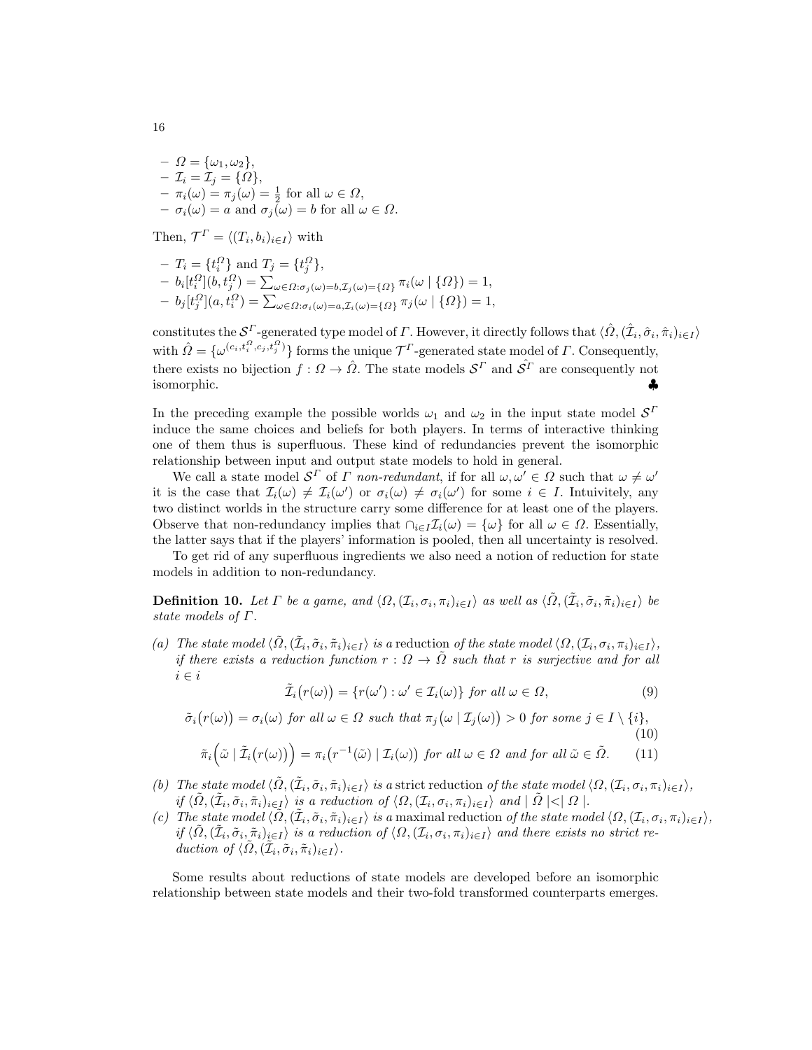- $\Omega = \{\omega_1, \omega_2\}$,
- $\mathcal{I}_i = \mathcal{I}_j = \{\Omega\}$,
- $\pi_i(\omega) = \pi_j(\omega) = \frac{1}{2}$ for all $\omega \in \Omega$,
- $\sigma_i(\omega) = a$ and $\sigma_j(\omega) = b$ for all $\omega \in \Omega$.

Then, $\mathcal{T}^\Gamma = \langle (T_i, b_i)_{i \in I} \rangle$ with

- $T_i = \{t_i^\Omega\}$ and $T_j = \{t_j^\Omega\}$,
- $b_i[t_i^\Omega](b, t_j^\Omega) = \sum_{\omega \in \Omega : \sigma_j(\omega) = b, \mathcal{I}_j(\omega) = \{\Omega\}} \pi_i(\omega \mid \{\Omega\}) = 1$,
- $b_j[t_j^\Omega](a, t_i^\Omega) = \sum_{\omega \in \Omega : \sigma_i(\omega) = a, \mathcal{I}_i(\omega) = \{\Omega\}} \pi_j(\omega \mid \{\Omega\}) = 1$,

constitutes the $\mathcal{S}^\Gamma$-generated type model of $\Gamma$. However, it directly follows that $\langle \hat{\Omega}, (\hat{\mathcal{I}}_i, \hat{\sigma}_i, \hat{\pi}_i)_{i \in I} \rangle$ with $\hat{\Omega} = \{\omega^{(c_i, t_i^\Omega, c_j, t_j^\Omega)}\}$ forms the unique $\mathcal{T}^\Gamma$-generated state model of $\Gamma$. Consequently, there exists no bijection $f : \Omega \to \hat{\Omega}$. The state models $\mathcal{S}^\Gamma$ and $\hat{\mathcal{S}^\Gamma}$ are consequently not isomorphic. ♣

In the preceding example the possible worlds $\omega_1$ and $\omega_2$ in the input state model $\mathcal{S}^\Gamma$ induce the same choices and beliefs for both players. In terms of interactive thinking one of them thus is superfluous. These kind of redundancies prevent the isomorphic relationship between input and output state models to hold in general.

We call a state model $\mathcal{S}^\Gamma$ of $\Gamma$ *non-redundant*, if for all $\omega, \omega' \in \Omega$ such that $\omega \neq \omega'$ it is the case that $\mathcal{I}_i(\omega) \neq \mathcal{I}_i(\omega')$ or $\sigma_i(\omega) \neq \sigma_i(\omega')$ for some $i \in I$. Intuitively, any two distinct worlds in the structure carry some difference for at least one of the players. Observe that non-redundancy implies that $\cap_{i \in I} \mathcal{I}_i(\omega) = \{\omega\}$ for all $\omega \in \Omega$. Essentially, the latter says that if the players' information is pooled, then all uncertainty is resolved.

To get rid of any superfluous ingredients we also need a notion of reduction for state models in addition to non-redundancy.

**Definition 10.** *Let $\Gamma$ be a game, and $\langle \Omega, (\mathcal{I}_i, \sigma_i, \pi_i)_{i \in I} \rangle$ as well as $\langle \tilde{\Omega}, (\tilde{\mathcal{I}}_i, \tilde{\sigma}_i, \tilde{\pi}_i)_{i \in I} \rangle$ be state models of $\Gamma$.*

*(a) The state model $\langle \tilde{\Omega}, (\tilde{\mathcal{I}}_i, \tilde{\sigma}_i, \tilde{\pi}_i)_{i \in I} \rangle$ is a* reduction *of the state model $\langle \Omega, (\mathcal{I}_i, \sigma_i, \pi_i)_{i \in I} \rangle$, if there exists a reduction function $r : \Omega \to \tilde{\Omega}$ such that $r$ is surjective and for all $i \in i$*

$$\tilde{\mathcal{I}}_i\big(r(\omega)\big) = \{r(\omega') : \omega' \in \mathcal{I}_i(\omega)\} \text{ for all } \omega \in \Omega, \tag{9}$$

$$\tilde{\sigma}_i\big(r(\omega)\big) = \sigma_i(\omega) \text{ for all } \omega \in \Omega \text{ such that } \pi_j\big(\omega \mid \mathcal{I}_j(\omega)\big) > 0 \text{ for some } j \in I \setminus \{i\}, \tag{10}$$

$$\tilde{\pi}_i\Big(\tilde{\omega} \mid \tilde{\mathcal{I}}_i\big(r(\omega)\big)\Big) = \pi_i\big(r^{-1}(\tilde{\omega}) \mid \mathcal{I}_i(\omega)\big) \text{ for all } \omega \in \Omega \text{ and for all } \tilde{\omega} \in \tilde{\Omega}. \tag{11}$$

*(b) The state model $\langle \tilde{\Omega}, (\tilde{\mathcal{I}}_i, \tilde{\sigma}_i, \tilde{\pi}_i)_{i \in I} \rangle$ is a* strict reduction *of the state model $\langle \Omega, (\mathcal{I}_i, \sigma_i, \pi_i)_{i \in I} \rangle$, if $\langle \tilde{\Omega}, (\tilde{\mathcal{I}}_i, \tilde{\sigma}_i, \tilde{\pi}_i)_{i \in I} \rangle$ is a reduction of $\langle \Omega, (\mathcal{I}_i, \sigma_i, \pi_i)_{i \in I} \rangle$ and $|\tilde{\Omega}| < |\Omega|$.*

*(c) The state model $\langle \tilde{\Omega}, (\tilde{\mathcal{I}}_i, \tilde{\sigma}_i, \tilde{\pi}_i)_{i \in I} \rangle$ is a* maximal reduction *of the state model $\langle \Omega, (\mathcal{I}_i, \sigma_i, \pi_i)_{i \in I} \rangle$, if $\langle \tilde{\Omega}, (\tilde{\mathcal{I}}_i, \tilde{\sigma}_i, \tilde{\pi}_i)_{i \in I} \rangle$ is a reduction of $\langle \Omega, (\mathcal{I}_i, \sigma_i, \pi_i)_{i \in I} \rangle$ and there exists no strict reduction of $\langle \tilde{\Omega}, (\tilde{\mathcal{I}}_i, \tilde{\sigma}_i, \tilde{\pi}_i)_{i \in I} \rangle$.*

Some results about reductions of state models are developed before an isomorphic relationship between state models and their two-fold transformed counterparts emerges.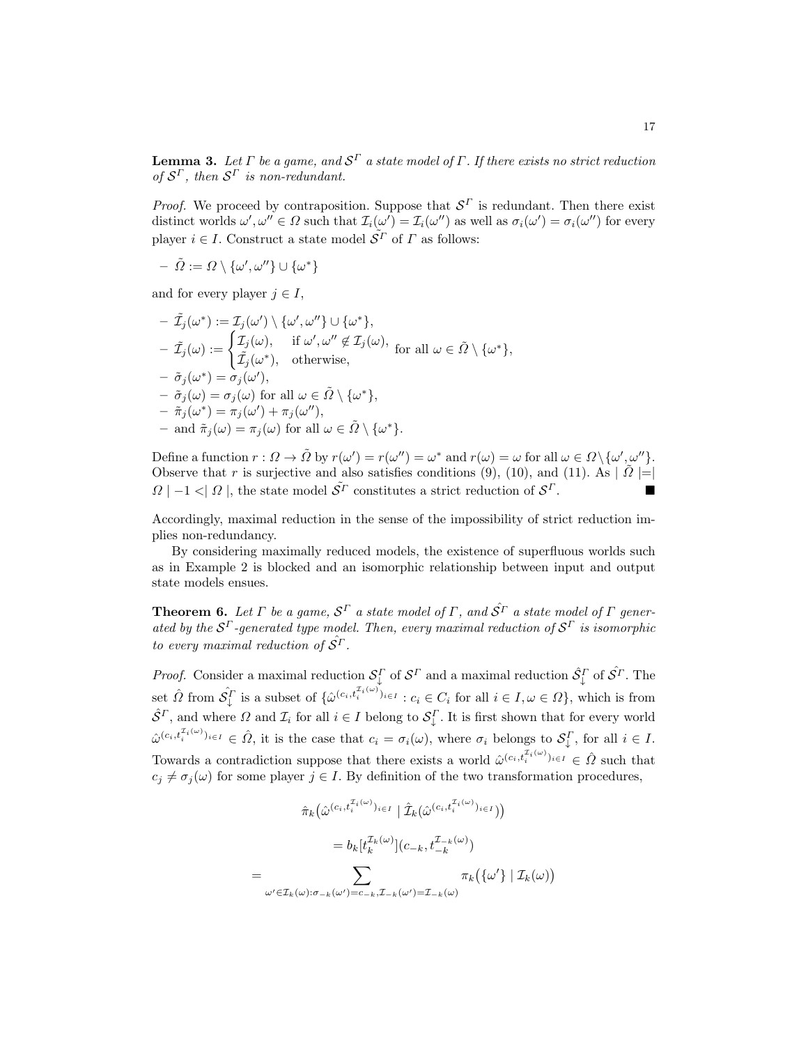**Lemma 3.** *Let $\Gamma$ be a game, and $\mathcal{S}^\Gamma$ a state model of $\Gamma$. If there exists no strict reduction of $\mathcal{S}^\Gamma$, then $\mathcal{S}^\Gamma$ is non-redundant.*

*Proof.* We proceed by contraposition. Suppose that $\mathcal{S}^\Gamma$ is redundant. Then there exist distinct worlds $\omega', \omega'' \in \Omega$ such that $\mathcal{I}_i(\omega') = \mathcal{I}_i(\omega'')$ as well as $\sigma_i(\omega') = \sigma_i(\omega'')$ for every player $i \in I$. Construct a state model $\tilde{\mathcal{S}^\Gamma}$ of $\Gamma$ as follows:

- $\tilde{\Omega} := \Omega \setminus \{\omega', \omega''\} \cup \{\omega^*\}$

and for every player $j \in I$,

- $\tilde{\mathcal{I}}_j(\omega^*) := \mathcal{I}_j(\omega') \setminus \{\omega', \omega''\} \cup \{\omega^*\}$,
- $\tilde{\mathcal{I}}_j(\omega) := \begin{cases} \mathcal{I}_j(\omega), & \text{if } \omega', \omega'' \notin \mathcal{I}_j(\omega), \\ \tilde{\mathcal{I}}_j(\omega^*), & \text{otherwise,} \end{cases}$ for all $\omega \in \tilde{\Omega} \setminus \{\omega^*\}$,
- $\tilde{\sigma}_j(\omega^*) = \sigma_j(\omega')$,
- $\tilde{\sigma}_j(\omega) = \sigma_j(\omega)$ for all $\omega \in \tilde{\Omega} \setminus \{\omega^*\}$,
- $\tilde{\pi}_j(\omega^*) = \pi_j(\omega') + \pi_j(\omega'')$,
- and $\tilde{\pi}_j(\omega) = \pi_j(\omega)$ for all $\omega \in \tilde{\Omega} \setminus \{\omega^*\}$.

Define a function $r : \Omega \to \tilde{\Omega}$ by $r(\omega') = r(\omega'') = \omega^*$ and $r(\omega) = \omega$ for all $\omega \in \Omega \setminus \{\omega', \omega''\}$. Observe that $r$ is surjective and also satisfies conditions (9), (10), and (11). As $|\tilde{\Omega}| = |\Omega| - 1 < |\Omega|$, the state model $\tilde{\mathcal{S}^\Gamma}$ constitutes a strict reduction of $\mathcal{S}^\Gamma$. ∎

Accordingly, maximal reduction in the sense of the impossibility of strict reduction implies non-redundancy.

By considering maximally reduced models, the existence of superfluous worlds such as in Example 2 is blocked and an isomorphic relationship between input and output state models ensues.

**Theorem 6.** *Let $\Gamma$ be a game, $\mathcal{S}^\Gamma$ a state model of $\Gamma$, and $\hat{\mathcal{S}^\Gamma}$ a state model of $\Gamma$ generated by the $\mathcal{S}^\Gamma$-generated type model. Then, every maximal reduction of $\mathcal{S}^\Gamma$ is isomorphic to every maximal reduction of $\hat{\mathcal{S}^\Gamma}$.*

*Proof.* Consider a maximal reduction $\mathcal{S}^\Gamma_\downarrow$ of $\mathcal{S}^\Gamma$ and a maximal reduction $\hat{\mathcal{S}}^\Gamma_\downarrow$ of $\hat{\mathcal{S}^\Gamma}$. The set $\hat{\Omega}$ from $\hat{\mathcal{S}}^\Gamma_\downarrow$ is a subset of $\{\hat{\omega}^{(c_i, t_i^{\mathcal{I}_i(\omega)})_{i \in I}} : c_i \in C_i \text{ for all } i \in I, \omega \in \Omega\}$, which is from $\hat{\mathcal{S}}^\Gamma$, and where $\Omega$ and $\mathcal{I}_i$ for all $i \in I$ belong to $\mathcal{S}^\Gamma_\downarrow$. It is first shown that for every world $\hat{\omega}^{(c_i, t_i^{\mathcal{I}_i(\omega)})_{i \in I}} \in \hat{\Omega}$, it is the case that $c_i = \sigma_i(\omega)$, where $\sigma_i$ belongs to $\mathcal{S}^\Gamma_\downarrow$, for all $i \in I$. Towards a contradiction suppose that there exists a world $\hat{\omega}^{(c_i, t_i^{\mathcal{I}_i(\omega)})_{i \in I}} \in \hat{\Omega}$ such that $c_j \neq \sigma_j(\omega)$ for some player $j \in I$. By definition of the two transformation procedures,

$$\hat{\pi}_k\big(\hat{\omega}^{(c_i, t_i^{\mathcal{I}_i(\omega)})_{i \in I}} \mid \hat{\mathcal{I}}_k(\hat{\omega}^{(c_i, t_i^{\mathcal{I}_i(\omega)})_{i \in I}})\big)$$

$$= b_k[t_k^{\mathcal{I}_k(\omega)}](c_{-k}, t_{-k}^{\mathcal{I}_{-k}(\omega)})$$

$$= \sum_{\omega' \in \mathcal{I}_k(\omega) : \sigma_{-k}(\omega') = c_{-k}, \mathcal{I}_{-k}(\omega') = \mathcal{I}_{-k}(\omega)} \pi_k\big(\{\omega'\} \mid \mathcal{I}_k(\omega)\big)$$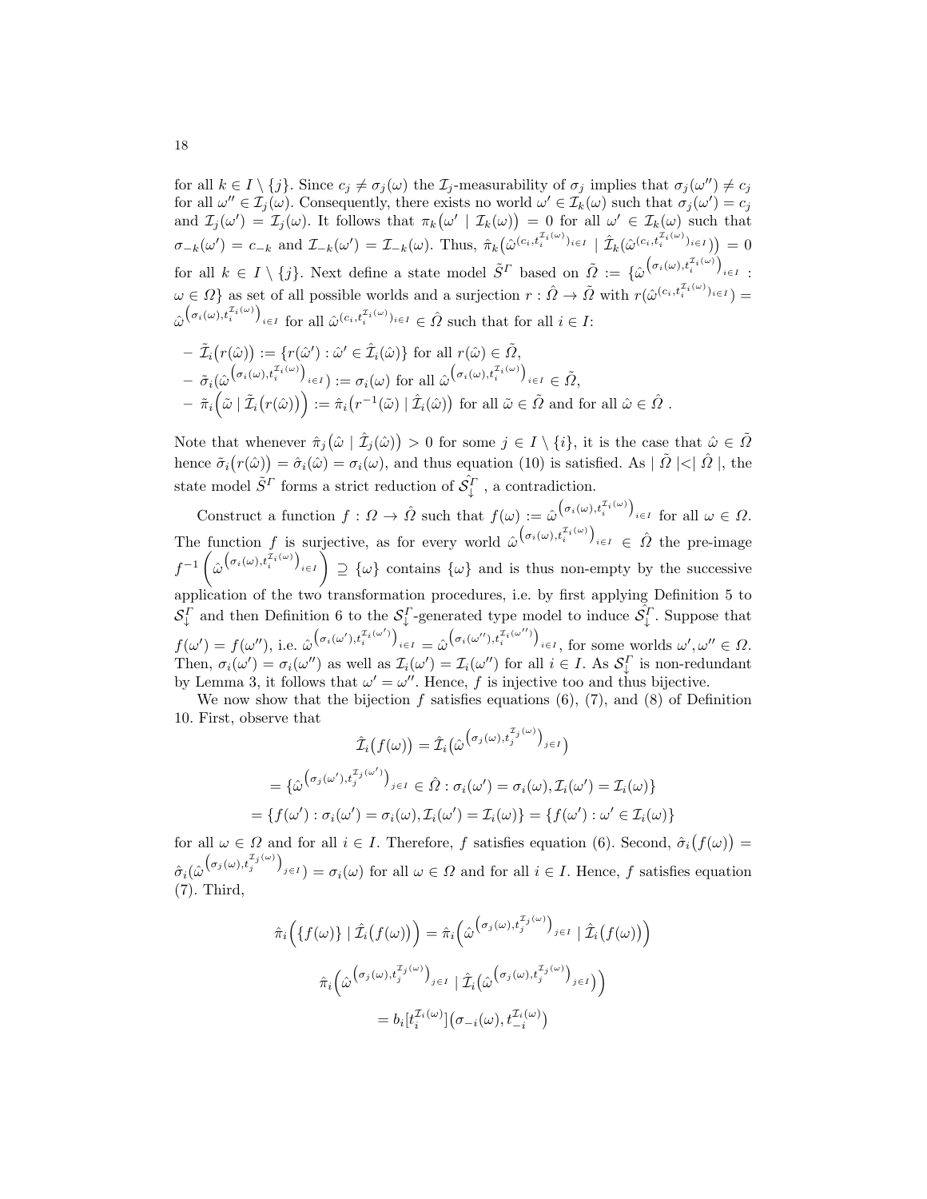for all $k \in I \setminus \{j\}$. Since $c_j \neq \sigma_j(\omega)$ the $\mathcal{I}_j$-measurability of $\sigma_j$ implies that $\sigma_j(\omega'') \neq c_j$ for all $\omega'' \in \mathcal{I}_j(\omega)$. Consequently, there exists no world $\omega' \in \mathcal{I}_k(\omega)$ such that $\sigma_j(\omega') = c_j$ and $\mathcal{I}_j(\omega') = \mathcal{I}_j(\omega)$. It follows that $\pi_k\big(\omega' \mid \mathcal{I}_k(\omega)\big) = 0$ for all $\omega' \in \mathcal{I}_k(\omega)$ such that $\sigma_{-k}(\omega') = c_{-k}$ and $\mathcal{I}_{-k}(\omega') = \mathcal{I}_{-k}(\omega)$. Thus, $\hat{\pi}_k\big(\hat{\omega}^{(c_i, t_i^{\mathcal{I}_i(\omega)})_{i \in I}} \mid \hat{\mathcal{I}}_k(\hat{\omega}^{(c_i, t_i^{\mathcal{I}_i(\omega)})_{i \in I}})\big) = 0$ for all $k \in I \setminus \{j\}$. Next define a state model $\tilde{S}^{\Gamma}$ based on $\tilde{\Omega} := \{\hat{\omega}^{\left(\sigma_i(\omega), t_i^{\mathcal{I}_i(\omega)}\right)_{i \in I}} : \omega \in \Omega\}$ as set of all possible worlds and a surjection $r : \hat{\Omega} \to \tilde{\Omega}$ with $r(\hat{\omega}^{(c_i, t_i^{\mathcal{I}_i(\omega)})_{i \in I}}) = \hat{\omega}^{\left(\sigma_i(\omega), t_i^{\mathcal{I}_i(\omega)}\right)_{i \in I}}$ for all $\hat{\omega}^{(c_i, t_i^{\mathcal{I}_i(\omega)})_{i \in I}} \in \hat{\Omega}$ such that for all $i \in I$:

- $\tilde{\mathcal{I}}_i\big(r(\hat{\omega})\big) := \{r(\hat{\omega}') : \hat{\omega}' \in \hat{\mathcal{I}}_i(\hat{\omega})\}$ for all $r(\hat{\omega}) \in \tilde{\Omega}$,
- $\tilde{\sigma}_i(\hat{\omega}^{\left(\sigma_i(\omega), t_i^{\mathcal{I}_i(\omega)}\right)_{i \in I}}) := \sigma_i(\omega)$ for all $\hat{\omega}^{\left(\sigma_i(\omega), t_i^{\mathcal{I}_i(\omega)}\right)_{i \in I}} \in \tilde{\Omega}$,
- $\tilde{\pi}_i\Big(\tilde{\omega} \mid \tilde{\mathcal{I}}_i\big(r(\hat{\omega})\big)\Big) := \hat{\pi}_i\big(r^{-1}(\tilde{\omega}) \mid \hat{\mathcal{I}}_i(\hat{\omega})\big)$ for all $\tilde{\omega} \in \tilde{\Omega}$ and for all $\hat{\omega} \in \hat{\Omega}$ .

Note that whenever $\hat{\pi}_j\big(\hat{\omega} \mid \hat{\mathcal{I}}_j(\hat{\omega})\big) > 0$ for some $j \in I \setminus \{i\}$, it is the case that $\hat{\omega} \in \tilde{\Omega}$ hence $\tilde{\sigma}_i\big(r(\hat{\omega})\big) = \hat{\sigma}_i(\hat{\omega}) = \sigma_i(\omega)$, and thus equation (10) is satisfied. As $|\tilde{\Omega}| < |\hat{\Omega}|$, the state model $\tilde{S}^{\Gamma}$ forms a strict reduction of $\hat{\mathcal{S}_{\downarrow}^{\Gamma}}$ , a contradiction.

Construct a function $f : \Omega \to \hat{\Omega}$ such that $f(\omega) := \hat{\omega}^{\left(\sigma_i(\omega), t_i^{\mathcal{I}_i(\omega)}\right)_{i \in I}}$ for all $\omega \in \Omega$. The function $f$ is surjective, as for every world $\hat{\omega}^{\left(\sigma_i(\omega), t_i^{\mathcal{I}_i(\omega)}\right)_{i \in I}} \in \hat{\Omega}$ the pre-image $f^{-1}\left(\hat{\omega}^{\left(\sigma_i(\omega), t_i^{\mathcal{I}_i(\omega)}\right)_{i \in I}}\right) \supseteq \{\omega\}$ contains $\{\omega\}$ and is thus non-empty by the successive application of the two transformation procedures, i.e. by first applying Definition 5 to $\mathcal{S}_{\downarrow}^{\Gamma}$ and then Definition 6 to the $\mathcal{S}_{\downarrow}^{\Gamma}$-generated type model to induce $\hat{\mathcal{S}_{\downarrow}^{\Gamma}}$. Suppose that $f(\omega') = f(\omega'')$, i.e. $\hat{\omega}^{\left(\sigma_i(\omega'), t_i^{\mathcal{I}_i(\omega')}\right)_{i \in I}} = \hat{\omega}^{\left(\sigma_i(\omega''), t_i^{\mathcal{I}_i(\omega'')}\right)_{i \in I}}$, for some worlds $\omega', \omega'' \in \Omega$. Then, $\sigma_i(\omega') = \sigma_i(\omega'')$ as well as $\mathcal{I}_i(\omega') = \mathcal{I}_i(\omega'')$ for all $i \in I$. As $\mathcal{S}_{\downarrow}^{\Gamma}$ is non-redundant by Lemma 3, it follows that $\omega' = \omega''$. Hence, $f$ is injective too and thus bijective.

We now show that the bijection $f$ satisfies equations (6), (7), and (8) of Definition 10. First, observe that

$$\hat{\mathcal{I}}_i\big(f(\omega)\big) = \hat{\mathcal{I}}_i\big(\hat{\omega}^{\left(\sigma_j(\omega), t_j^{\mathcal{I}_j(\omega)}\right)_{j \in I}}\big)$$

$$= \{\hat{\omega}^{\left(\sigma_j(\omega'), t_j^{\mathcal{I}_j(\omega')}\right)_{j \in I}} \in \hat{\Omega} : \sigma_i(\omega') = \sigma_i(\omega), \mathcal{I}_i(\omega') = \mathcal{I}_i(\omega)\}$$

$$= \{f(\omega') : \sigma_i(\omega') = \sigma_i(\omega), \mathcal{I}_i(\omega') = \mathcal{I}_i(\omega)\} = \{f(\omega') : \omega' \in \mathcal{I}_i(\omega)\}$$

for all $\omega \in \Omega$ and for all $i \in I$. Therefore, $f$ satisfies equation (6). Second, $\hat{\sigma}_i\big(f(\omega)\big) = \hat{\sigma}_i(\hat{\omega}^{\left(\sigma_j(\omega), t_j^{\mathcal{I}_j(\omega)}\right)_{j \in I}}) = \sigma_i(\omega)$ for all $\omega \in \Omega$ and for all $i \in I$. Hence, $f$ satisfies equation (7). Third,

$$\hat{\pi}_i\Big(\{f(\omega)\} \mid \hat{\mathcal{I}}_i\big(f(\omega)\big)\Big) = \hat{\pi}_i\Big(\hat{\omega}^{\left(\sigma_j(\omega), t_j^{\mathcal{I}_j(\omega)}\right)_{j \in I}} \mid \hat{\mathcal{I}}_i\big(f(\omega)\big)\Big)$$

$$\hat{\pi}_i\Big(\hat{\omega}^{\left(\sigma_j(\omega), t_j^{\mathcal{I}_j(\omega)}\right)_{j \in I}} \mid \hat{\mathcal{I}}_i\big(\hat{\omega}^{\left(\sigma_j(\omega), t_j^{\mathcal{I}_j(\omega)}\right)_{j \in I}}\big)\Big)$$

$$= b_i[t_i^{\mathcal{I}_i(\omega)}]\big(\sigma_{-i}(\omega), t_{-i}^{\mathcal{I}_i(\omega)}\big)$$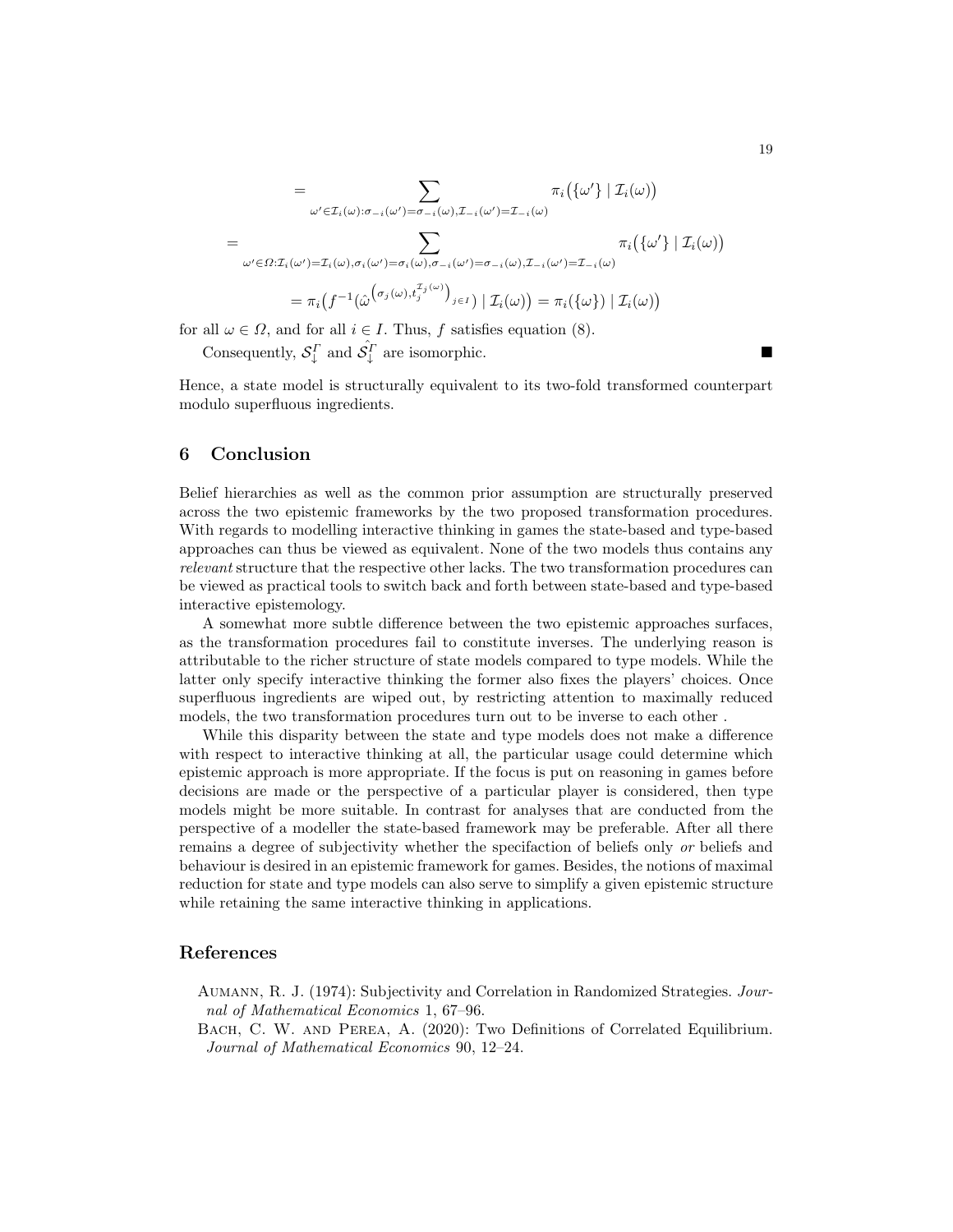$$= \sum_{\omega' \in \mathcal{I}_i(\omega) : \sigma_{-i}(\omega') = \sigma_{-i}(\omega), \mathcal{I}_{-i}(\omega') = \mathcal{I}_{-i}(\omega)} \pi_i\big(\{\omega'\} \mid \mathcal{I}_i(\omega)\big)$$

$$= \sum_{\omega' \in \Omega : \mathcal{I}_i(\omega') = \mathcal{I}_i(\omega), \sigma_i(\omega') = \sigma_i(\omega), \sigma_{-i}(\omega') = \sigma_{-i}(\omega), \mathcal{I}_{-i}(\omega') = \mathcal{I}_{-i}(\omega)} \pi_i\big(\{\omega'\} \mid \mathcal{I}_i(\omega)\big)$$

$$= \pi_i\big(f^{-1}(\hat{\omega}^{\left(\sigma_j(\omega), t_j^{\mathcal{I}_j(\omega)}\right)_{j \in I}}) \mid \mathcal{I}_i(\omega)\big) = \pi_i(\{\omega\}) \mid \mathcal{I}_i(\omega)\big)$$

for all $\omega \in \Omega$, and for all $i \in I$. Thus, $f$ satisfies equation (8).

Consequently, $\mathcal{S}^{\Gamma}_{\downarrow}$ and $\hat{\mathcal{S}^{\Gamma}_{\downarrow}}$ are isomorphic. ∎

Hence, a state model is structurally equivalent to its two-fold transformed counterpart modulo superfluous ingredients.

## 6 Conclusion

Belief hierarchies as well as the common prior assumption are structurally preserved across the two epistemic frameworks by the two proposed transformation procedures. With regards to modelling interactive thinking in games the state-based and type-based approaches can thus be viewed as equivalent. None of the two models thus contains any *relevant* structure that the respective other lacks. The two transformation procedures can be viewed as practical tools to switch back and forth between state-based and type-based interactive epistemology.

A somewhat more subtle difference between the two epistemic approaches surfaces, as the transformation procedures fail to constitute inverses. The underlying reason is attributable to the richer structure of state models compared to type models. While the latter only specify interactive thinking the former also fixes the players' choices. Once superfluous ingredients are wiped out, by restricting attention to maximally reduced models, the two transformation procedures turn out to be inverse to each other .

While this disparity between the state and type models does not make a difference with respect to interactive thinking at all, the particular usage could determine which epistemic approach is more appropriate. If the focus is put on reasoning in games before decisions are made or the perspective of a particular player is considered, then type models might be more suitable. In contrast for analyses that are conducted from the perspective of a modeller the state-based framework may be preferable. After all there remains a degree of subjectivity whether the specifaction of beliefs only *or* beliefs and behaviour is desired in an epistemic framework for games. Besides, the notions of maximal reduction for state and type models can also serve to simplify a given epistemic structure while retaining the same interactive thinking in applications.

## References

Aumann, R. J. (1974): Subjectivity and Correlation in Randomized Strategies. *Journal of Mathematical Economics* 1, 67–96.

Bach, C. W. and Perea, A. (2020): Two Definitions of Correlated Equilibrium. *Journal of Mathematical Economics* 90, 12–24.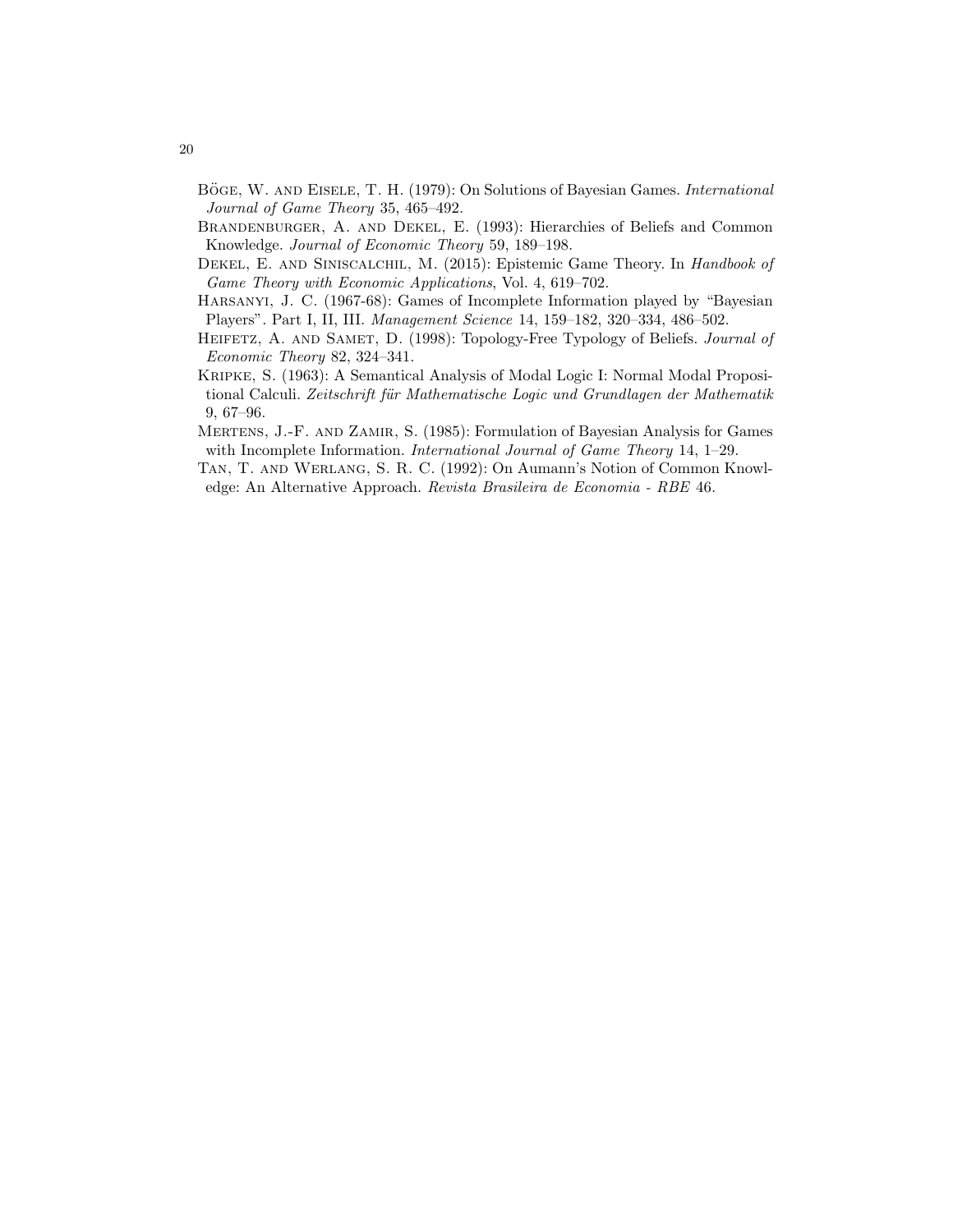Böge, W. and Eisele, T. H. (1979): On Solutions of Bayesian Games. *International Journal of Game Theory* 35, 465–492.

Brandenburger, A. and Dekel, E. (1993): Hierarchies of Beliefs and Common Knowledge. *Journal of Economic Theory* 59, 189–198.

Dekel, E. and Siniscalchil, M. (2015): Epistemic Game Theory. In *Handbook of Game Theory with Economic Applications*, Vol. 4, 619–702.

Harsanyi, J. C. (1967-68): Games of Incomplete Information played by "Bayesian Players". Part I, II, III. *Management Science* 14, 159–182, 320–334, 486–502.

Heifetz, A. and Samet, D. (1998): Topology-Free Typology of Beliefs. *Journal of Economic Theory* 82, 324–341.

Kripke, S. (1963): A Semantical Analysis of Modal Logic I: Normal Modal Propositional Calculi. *Zeitschrift für Mathematische Logic und Grundlagen der Mathematik* 9, 67–96.

Mertens, J.-F. and Zamir, S. (1985): Formulation of Bayesian Analysis for Games with Incomplete Information. *International Journal of Game Theory* 14, 1–29.

Tan, T. and Werlang, S. R. C. (1992): On Aumann's Notion of Common Knowledge: An Alternative Approach. *Revista Brasileira de Economia - RBE* 46.